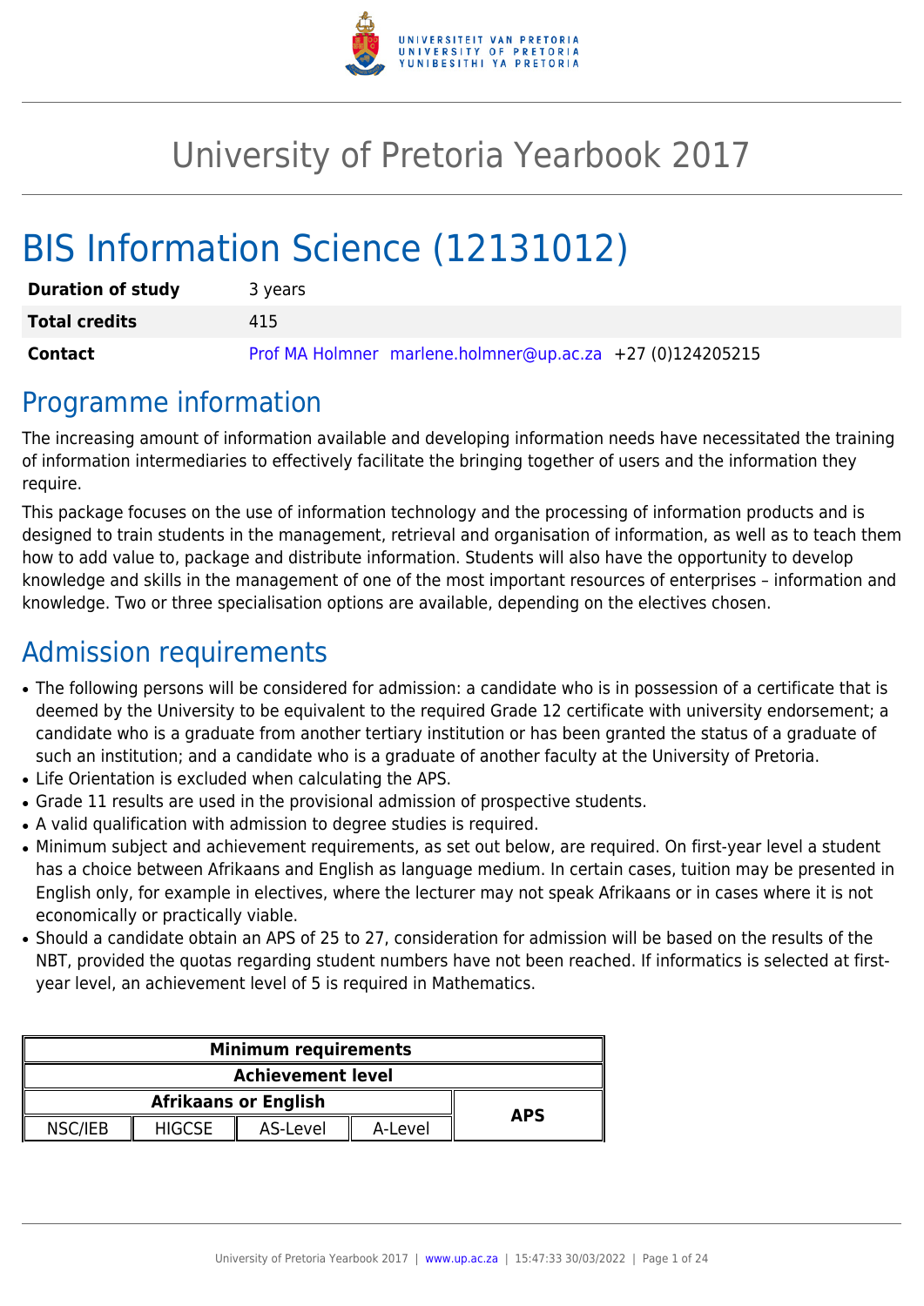# University of Pretoria Yearbook 2017

# BIS Information Science (12131012)

| | |
|---|---|
| **Duration of study** | 3 years |
| **Total credits** | 415 |
| **Contact** | Prof MA Holmner marlene.holmner@up.ac.za +27 (0)124205215 |

## Programme information

The increasing amount of information available and developing information needs have necessitated the training of information intermediaries to effectively facilitate the bringing together of users and the information they require.

This package focuses on the use of information technology and the processing of information products and is designed to train students in the management, retrieval and organisation of information, as well as to teach them how to add value to, package and distribute information. Students will also have the opportunity to develop knowledge and skills in the management of one of the most important resources of enterprises – information and knowledge. Two or three specialisation options are available, depending on the electives chosen.

## Admission requirements

- The following persons will be considered for admission: a candidate who is in possession of a certificate that is deemed by the University to be equivalent to the required Grade 12 certificate with university endorsement; a candidate who is a graduate from another tertiary institution or has been granted the status of a graduate of such an institution; and a candidate who is a graduate of another faculty at the University of Pretoria.
- Life Orientation is excluded when calculating the APS.
- Grade 11 results are used in the provisional admission of prospective students.
- A valid qualification with admission to degree studies is required.
- Minimum subject and achievement requirements, as set out below, are required. On first-year level a student has a choice between Afrikaans and English as language medium. In certain cases, tuition may be presented in English only, for example in electives, where the lecturer may not speak Afrikaans or in cases where it is not economically or practically viable.
- Should a candidate obtain an APS of 25 to 27, consideration for admission will be based on the results of the NBT, provided the quotas regarding student numbers have not been reached. If informatics is selected at first-year level, an achievement level of 5 is required in Mathematics.

| Minimum requirements | | | | |
|---|---|---|---|---|
| Achievement level | | | | |
| Afrikaans or English | | | | APS |
| NSC/IEB | HIGCSE | AS-Level | A-Level | |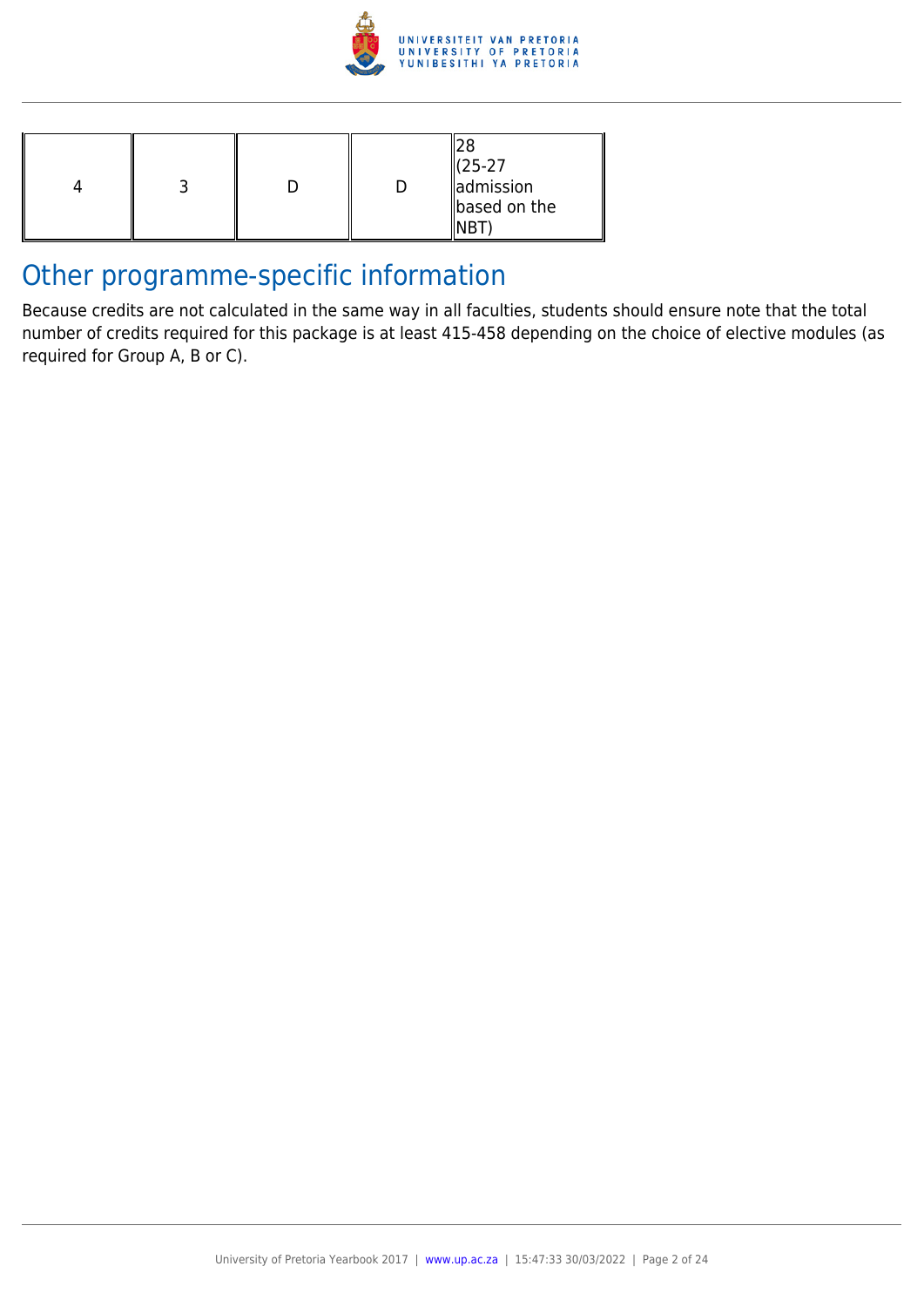| | | | | |
|---|---|---|---|---|
| 4 | 3 | D | D | 28 (25-27 admission based on the NBT) |

## Other programme-specific information

Because credits are not calculated in the same way in all faculties, students should ensure note that the total number of credits required for this package is at least 415-458 depending on the choice of elective modules (as required for Group A, B or C).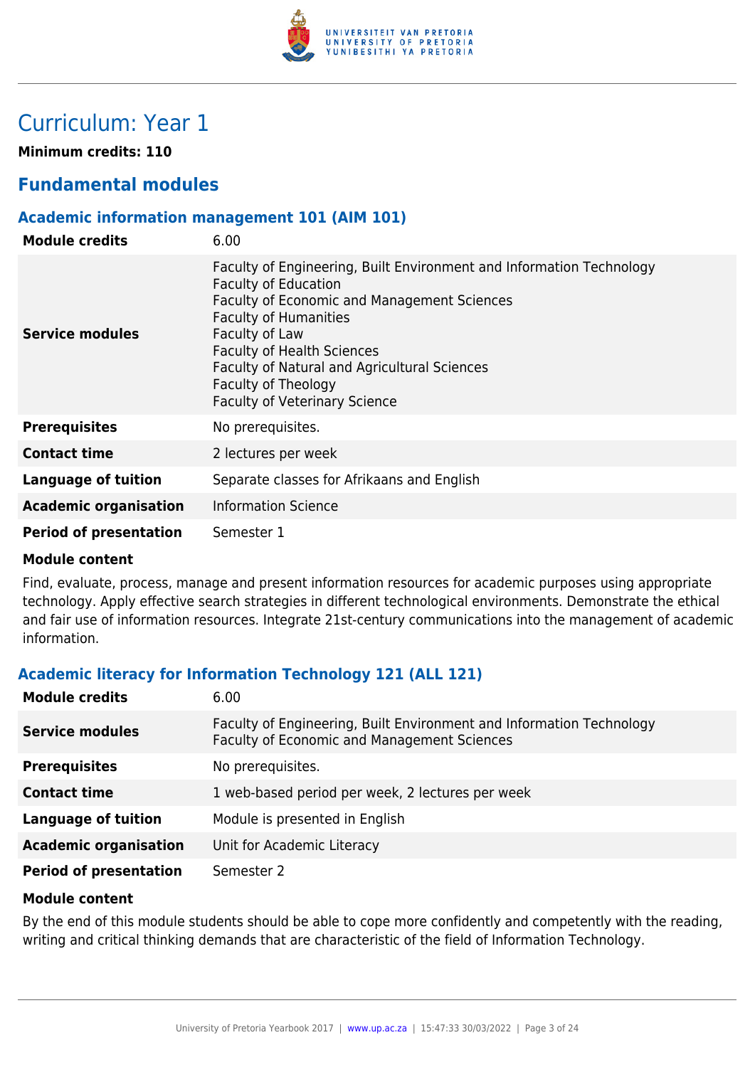# Curriculum: Year 1

**Minimum credits: 110**

## Fundamental modules

### Academic information management 101 (AIM 101)

| | |
|---|---|
| **Module credits** | 6.00 |
| **Service modules** | Faculty of Engineering, Built Environment and Information Technology<br>Faculty of Education<br>Faculty of Economic and Management Sciences<br>Faculty of Humanities<br>Faculty of Law<br>Faculty of Health Sciences<br>Faculty of Natural and Agricultural Sciences<br>Faculty of Theology<br>Faculty of Veterinary Science |
| **Prerequisites** | No prerequisites. |
| **Contact time** | 2 lectures per week |
| **Language of tuition** | Separate classes for Afrikaans and English |
| **Academic organisation** | Information Science |
| **Period of presentation** | Semester 1 |

**Module content**

Find, evaluate, process, manage and present information resources for academic purposes using appropriate technology. Apply effective search strategies in different technological environments. Demonstrate the ethical and fair use of information resources. Integrate 21st-century communications into the management of academic information.

### Academic literacy for Information Technology 121 (ALL 121)

| | |
|---|---|
| **Module credits** | 6.00 |
| **Service modules** | Faculty of Engineering, Built Environment and Information Technology<br>Faculty of Economic and Management Sciences |
| **Prerequisites** | No prerequisites. |
| **Contact time** | 1 web-based period per week, 2 lectures per week |
| **Language of tuition** | Module is presented in English |
| **Academic organisation** | Unit for Academic Literacy |
| **Period of presentation** | Semester 2 |

**Module content**

By the end of this module students should be able to cope more confidently and competently with the reading, writing and critical thinking demands that are characteristic of the field of Information Technology.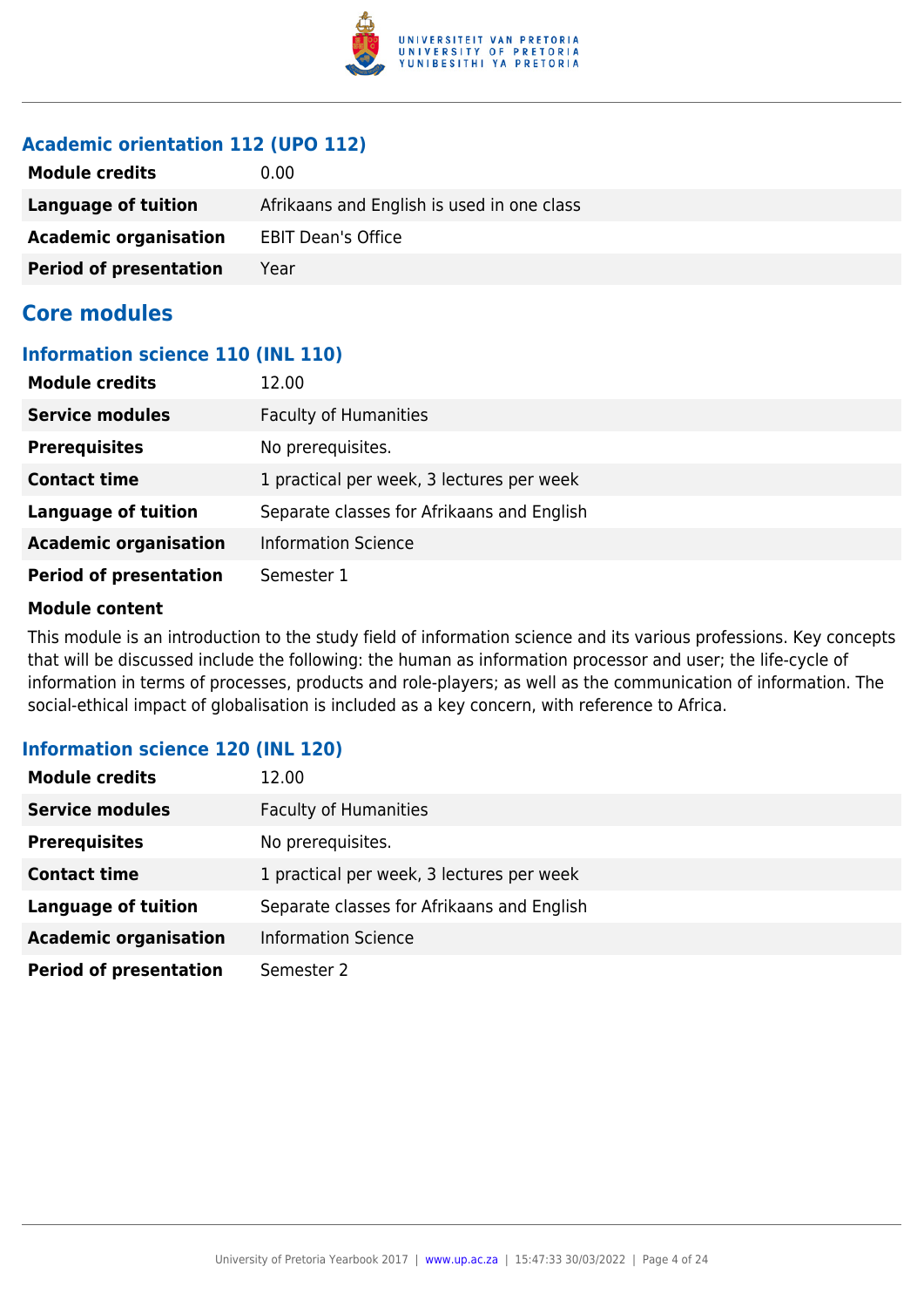### Academic orientation 112 (UPO 112)

| | |
|---|---|
| **Module credits** | 0.00 |
| **Language of tuition** | Afrikaans and English is used in one class |
| **Academic organisation** | EBIT Dean's Office |
| **Period of presentation** | Year |

## Core modules

### Information science 110 (INL 110)

| | |
|---|---|
| **Module credits** | 12.00 |
| **Service modules** | Faculty of Humanities |
| **Prerequisites** | No prerequisites. |
| **Contact time** | 1 practical per week, 3 lectures per week |
| **Language of tuition** | Separate classes for Afrikaans and English |
| **Academic organisation** | Information Science |
| **Period of presentation** | Semester 1 |

**Module content**

This module is an introduction to the study field of information science and its various professions. Key concepts that will be discussed include the following: the human as information processor and user; the life-cycle of information in terms of processes, products and role-players; as well as the communication of information. The social-ethical impact of globalisation is included as a key concern, with reference to Africa.

### Information science 120 (INL 120)

| | |
|---|---|
| **Module credits** | 12.00 |
| **Service modules** | Faculty of Humanities |
| **Prerequisites** | No prerequisites. |
| **Contact time** | 1 practical per week, 3 lectures per week |
| **Language of tuition** | Separate classes for Afrikaans and English |
| **Academic organisation** | Information Science |
| **Period of presentation** | Semester 2 |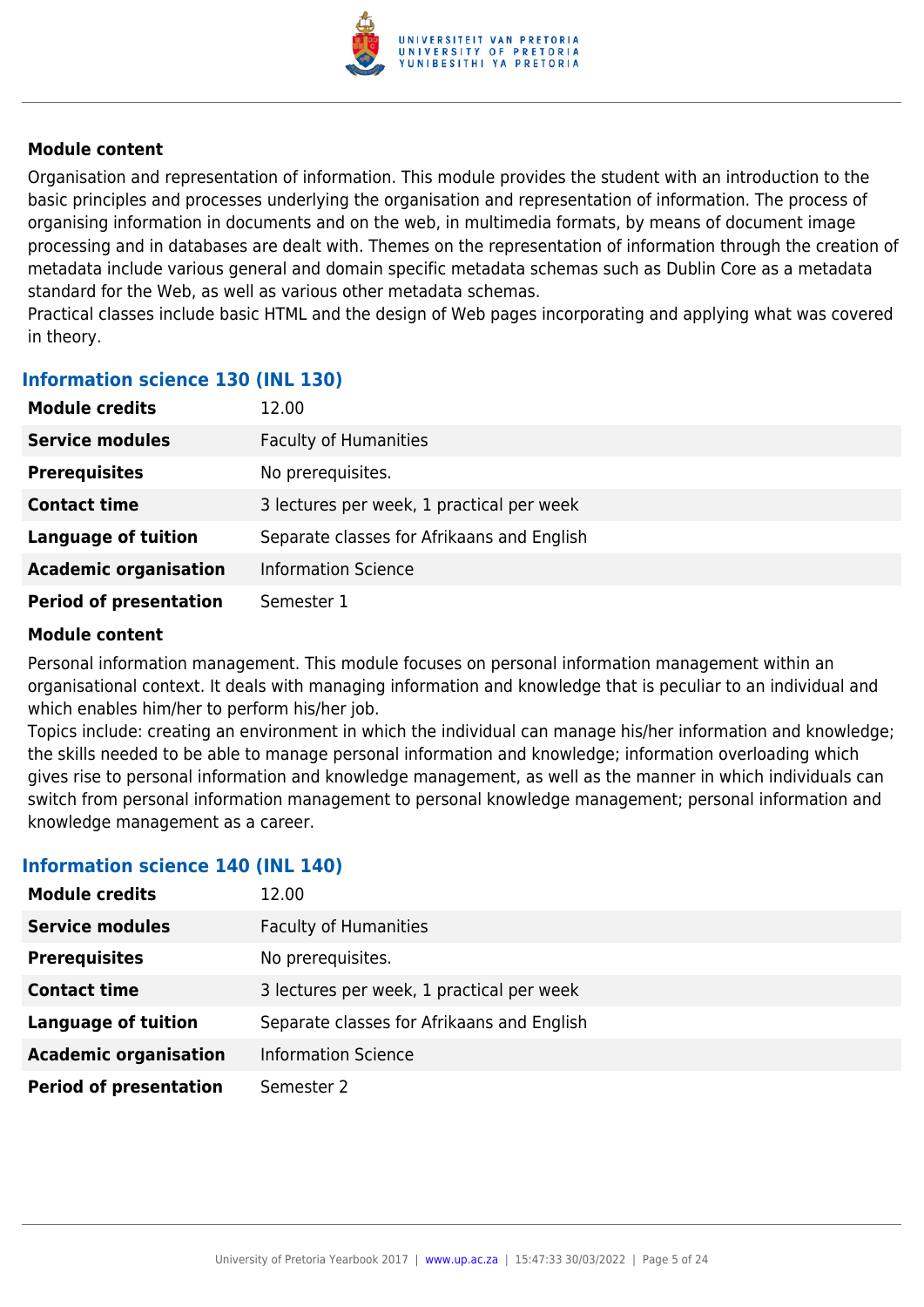#### Module content

Organisation and representation of information. This module provides the student with an introduction to the basic principles and processes underlying the organisation and representation of information. The process of organising information in documents and on the web, in multimedia formats, by means of document image processing and in databases are dealt with. Themes on the representation of information through the creation of metadata include various general and domain specific metadata schemas such as Dublin Core as a metadata standard for the Web, as well as various other metadata schemas.
Practical classes include basic HTML and the design of Web pages incorporating and applying what was covered in theory.

### Information science 130 (INL 130)

| | |
|---|---|
| **Module credits** | 12.00 |
| **Service modules** | Faculty of Humanities |
| **Prerequisites** | No prerequisites. |
| **Contact time** | 3 lectures per week, 1 practical per week |
| **Language of tuition** | Separate classes for Afrikaans and English |
| **Academic organisation** | Information Science |
| **Period of presentation** | Semester 1 |

#### Module content

Personal information management. This module focuses on personal information management within an organisational context. It deals with managing information and knowledge that is peculiar to an individual and which enables him/her to perform his/her job.
Topics include: creating an environment in which the individual can manage his/her information and knowledge; the skills needed to be able to manage personal information and knowledge; information overloading which gives rise to personal information and knowledge management, as well as the manner in which individuals can switch from personal information management to personal knowledge management; personal information and knowledge management as a career.

### Information science 140 (INL 140)

| | |
|---|---|
| **Module credits** | 12.00 |
| **Service modules** | Faculty of Humanities |
| **Prerequisites** | No prerequisites. |
| **Contact time** | 3 lectures per week, 1 practical per week |
| **Language of tuition** | Separate classes for Afrikaans and English |
| **Academic organisation** | Information Science |
| **Period of presentation** | Semester 2 |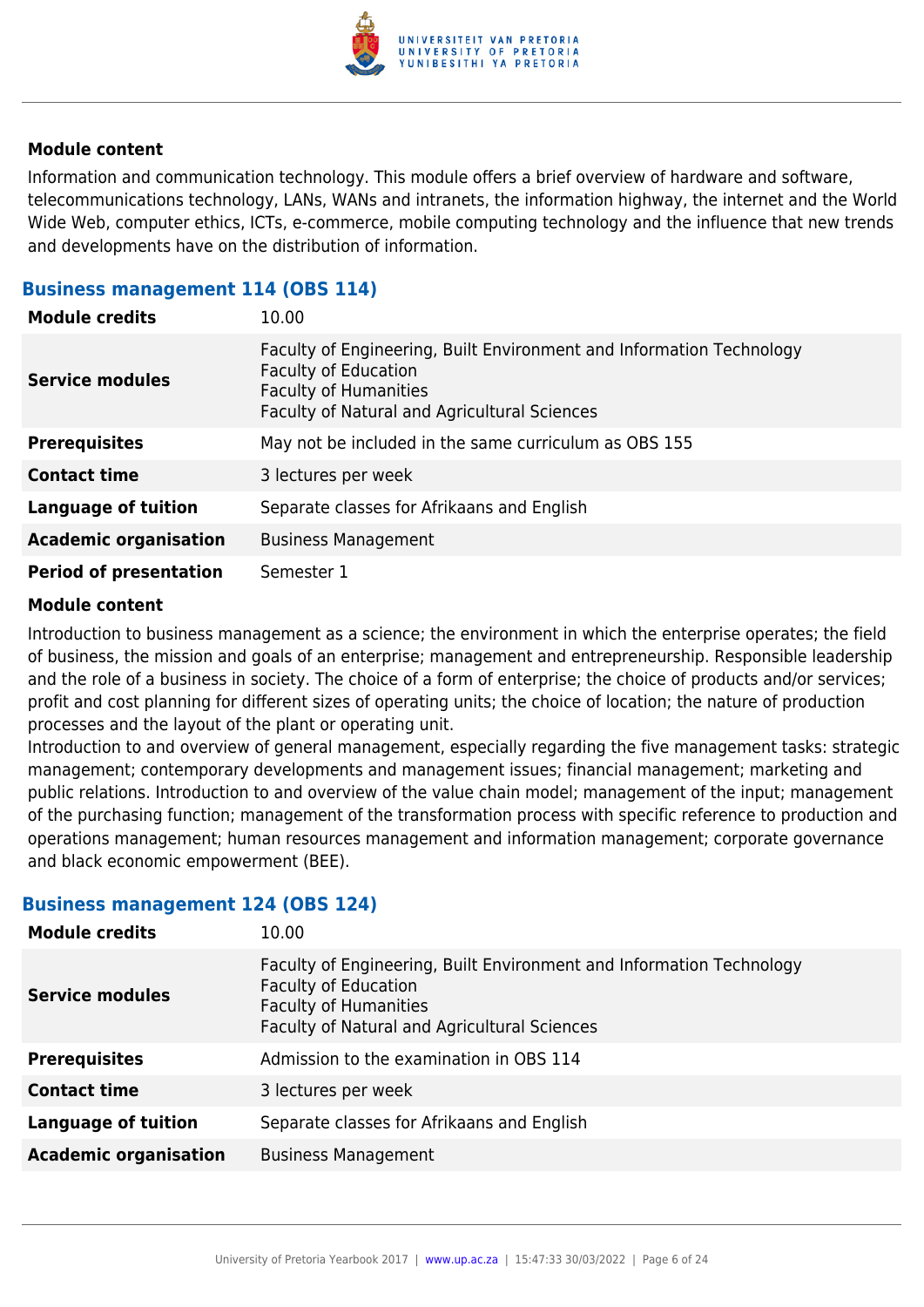#### Module content

Information and communication technology. This module offers a brief overview of hardware and software, telecommunications technology, LANs, WANs and intranets, the information highway, the internet and the World Wide Web, computer ethics, ICTs, e-commerce, mobile computing technology and the influence that new trends and developments have on the distribution of information.

### Business management 114 (OBS 114)

| | |
|---|---|
| **Module credits** | 10.00 |
| **Service modules** | Faculty of Engineering, Built Environment and Information Technology<br>Faculty of Education<br>Faculty of Humanities<br>Faculty of Natural and Agricultural Sciences |
| **Prerequisites** | May not be included in the same curriculum as OBS 155 |
| **Contact time** | 3 lectures per week |
| **Language of tuition** | Separate classes for Afrikaans and English |
| **Academic organisation** | Business Management |
| **Period of presentation** | Semester 1 |

#### Module content

Introduction to business management as a science; the environment in which the enterprise operates; the field of business, the mission and goals of an enterprise; management and entrepreneurship. Responsible leadership and the role of a business in society. The choice of a form of enterprise; the choice of products and/or services; profit and cost planning for different sizes of operating units; the choice of location; the nature of production processes and the layout of the plant or operating unit.

Introduction to and overview of general management, especially regarding the five management tasks: strategic management; contemporary developments and management issues; financial management; marketing and public relations. Introduction to and overview of the value chain model; management of the input; management of the purchasing function; management of the transformation process with specific reference to production and operations management; human resources management and information management; corporate governance and black economic empowerment (BEE).

### Business management 124 (OBS 124)

| | |
|---|---|
| **Module credits** | 10.00 |
| **Service modules** | Faculty of Engineering, Built Environment and Information Technology<br>Faculty of Education<br>Faculty of Humanities<br>Faculty of Natural and Agricultural Sciences |
| **Prerequisites** | Admission to the examination in OBS 114 |
| **Contact time** | 3 lectures per week |
| **Language of tuition** | Separate classes for Afrikaans and English |
| **Academic organisation** | Business Management |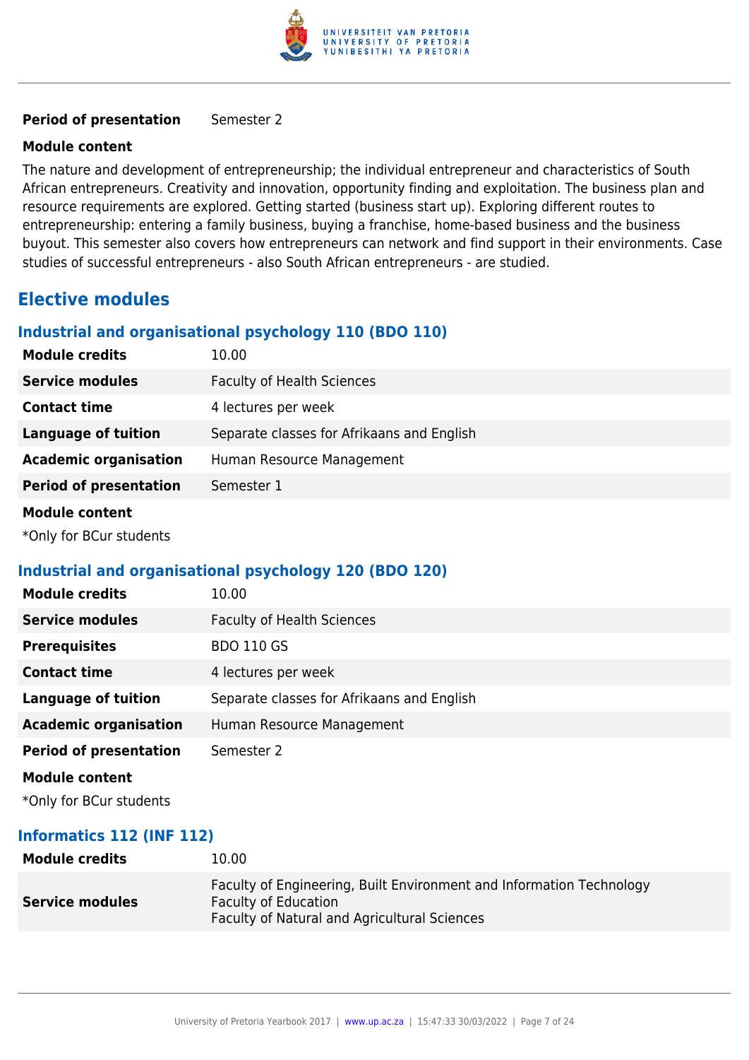| | |
|---|---|
| **Period of presentation** | Semester 2 |

**Module content**

The nature and development of entrepreneurship; the individual entrepreneur and characteristics of South African entrepreneurs. Creativity and innovation, opportunity finding and exploitation. The business plan and resource requirements are explored. Getting started (business start up). Exploring different routes to entrepreneurship: entering a family business, buying a franchise, home-based business and the business buyout. This semester also covers how entrepreneurs can network and find support in their environments. Case studies of successful entrepreneurs - also South African entrepreneurs - are studied.

## Elective modules

### Industrial and organisational psychology 110 (BDO 110)

| | |
|---|---|
| **Module credits** | 10.00 |
| **Service modules** | Faculty of Health Sciences |
| **Contact time** | 4 lectures per week |
| **Language of tuition** | Separate classes for Afrikaans and English |
| **Academic organisation** | Human Resource Management |
| **Period of presentation** | Semester 1 |

**Module content**

*Only for BCur students

### Industrial and organisational psychology 120 (BDO 120)

| | |
|---|---|
| **Module credits** | 10.00 |
| **Service modules** | Faculty of Health Sciences |
| **Prerequisites** | BDO 110 GS |
| **Contact time** | 4 lectures per week |
| **Language of tuition** | Separate classes for Afrikaans and English |
| **Academic organisation** | Human Resource Management |
| **Period of presentation** | Semester 2 |

**Module content**

*Only for BCur students

### Informatics 112 (INF 112)

| | |
|---|---|
| **Module credits** | 10.00 |
| **Service modules** | Faculty of Engineering, Built Environment and Information Technology<br>Faculty of Education<br>Faculty of Natural and Agricultural Sciences |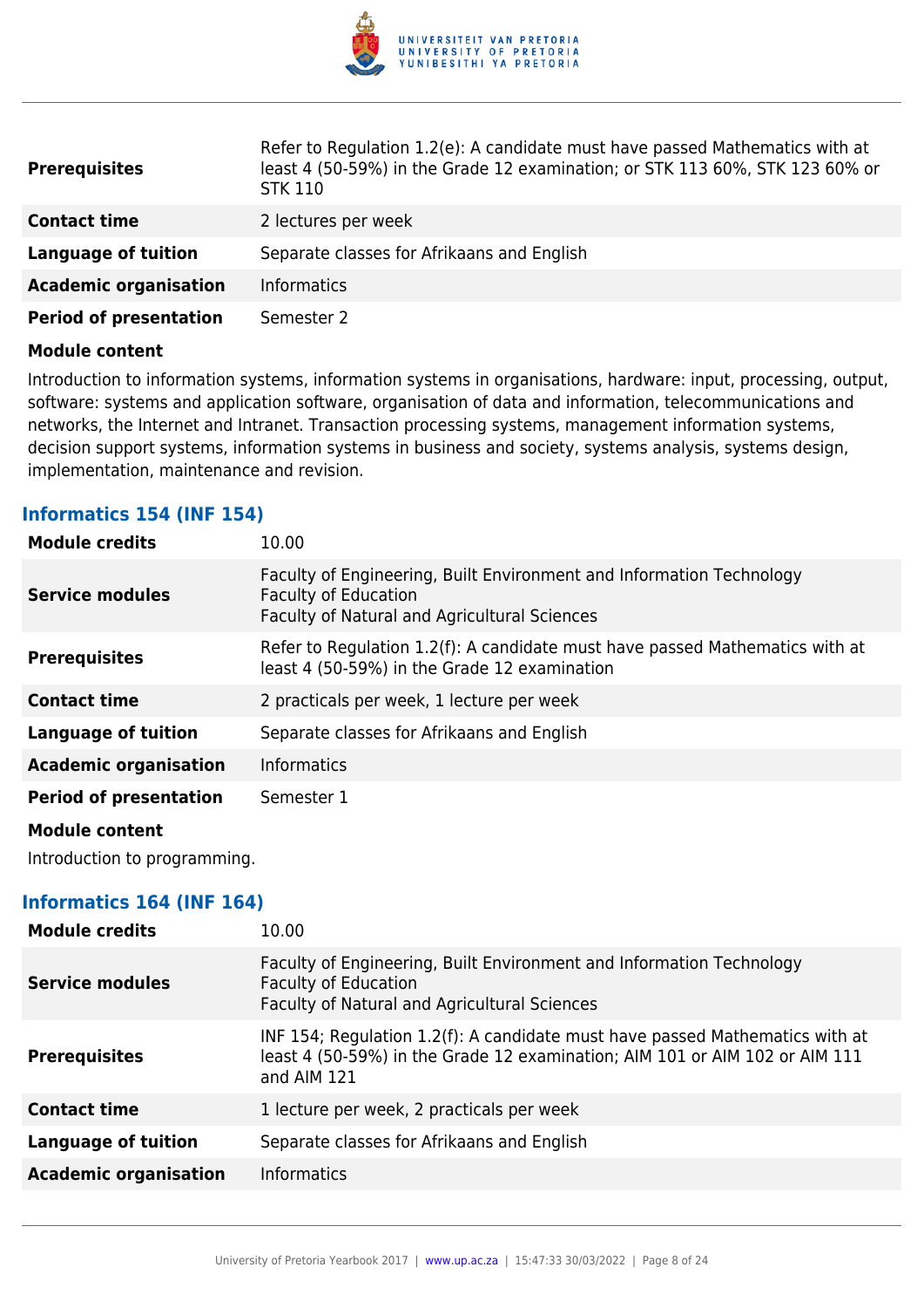| | |
|---|---|
| **Prerequisites** | Refer to Regulation 1.2(e): A candidate must have passed Mathematics with at least 4 (50-59%) in the Grade 12 examination; or STK 113 60%, STK 123 60% or STK 110 |
| **Contact time** | 2 lectures per week |
| **Language of tuition** | Separate classes for Afrikaans and English |
| **Academic organisation** | Informatics |
| **Period of presentation** | Semester 2 |

**Module content**

Introduction to information systems, information systems in organisations, hardware: input, processing, output, software: systems and application software, organisation of data and information, telecommunications and networks, the Internet and Intranet. Transaction processing systems, management information systems, decision support systems, information systems in business and society, systems analysis, systems design, implementation, maintenance and revision.

### Informatics 154 (INF 154)

| | |
|---|---|
| **Module credits** | 10.00 |
| **Service modules** | Faculty of Engineering, Built Environment and Information Technology<br>Faculty of Education<br>Faculty of Natural and Agricultural Sciences |
| **Prerequisites** | Refer to Regulation 1.2(f): A candidate must have passed Mathematics with at least 4 (50-59%) in the Grade 12 examination |
| **Contact time** | 2 practicals per week, 1 lecture per week |
| **Language of tuition** | Separate classes for Afrikaans and English |
| **Academic organisation** | Informatics |
| **Period of presentation** | Semester 1 |

**Module content**

Introduction to programming.

### Informatics 164 (INF 164)

| | |
|---|---|
| **Module credits** | 10.00 |
| **Service modules** | Faculty of Engineering, Built Environment and Information Technology<br>Faculty of Education<br>Faculty of Natural and Agricultural Sciences |
| **Prerequisites** | INF 154; Regulation 1.2(f): A candidate must have passed Mathematics with at least 4 (50-59%) in the Grade 12 examination; AIM 101 or AIM 102 or AIM 111 and AIM 121 |
| **Contact time** | 1 lecture per week, 2 practicals per week |
| **Language of tuition** | Separate classes for Afrikaans and English |
| **Academic organisation** | Informatics |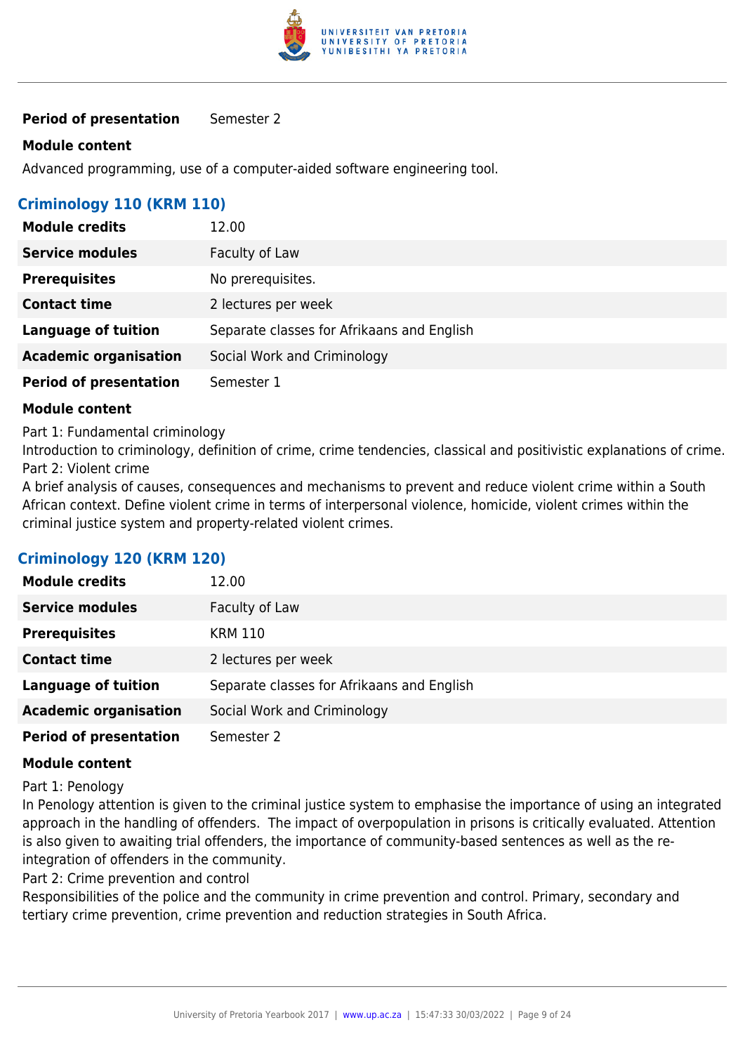**Period of presentation** Semester 2

**Module content**

Advanced programming, use of a computer-aided software engineering tool.

### Criminology 110 (KRM 110)

| | |
|---|---|
| **Module credits** | 12.00 |
| **Service modules** | Faculty of Law |
| **Prerequisites** | No prerequisites. |
| **Contact time** | 2 lectures per week |
| **Language of tuition** | Separate classes for Afrikaans and English |
| **Academic organisation** | Social Work and Criminology |
| **Period of presentation** | Semester 1 |

**Module content**

Part 1: Fundamental criminology
Introduction to criminology, definition of crime, crime tendencies, classical and positivistic explanations of crime.
Part 2: Violent crime
A brief analysis of causes, consequences and mechanisms to prevent and reduce violent crime within a South African context. Define violent crime in terms of interpersonal violence, homicide, violent crimes within the criminal justice system and property-related violent crimes.

### Criminology 120 (KRM 120)

| | |
|---|---|
| **Module credits** | 12.00 |
| **Service modules** | Faculty of Law |
| **Prerequisites** | KRM 110 |
| **Contact time** | 2 lectures per week |
| **Language of tuition** | Separate classes for Afrikaans and English |
| **Academic organisation** | Social Work and Criminology |
| **Period of presentation** | Semester 2 |

**Module content**

Part 1: Penology
In Penology attention is given to the criminal justice system to emphasise the importance of using an integrated approach in the handling of offenders. The impact of overpopulation in prisons is critically evaluated. Attention is also given to awaiting trial offenders, the importance of community-based sentences as well as the re-integration of offenders in the community.
Part 2: Crime prevention and control
Responsibilities of the police and the community in crime prevention and control. Primary, secondary and tertiary crime prevention, crime prevention and reduction strategies in South Africa.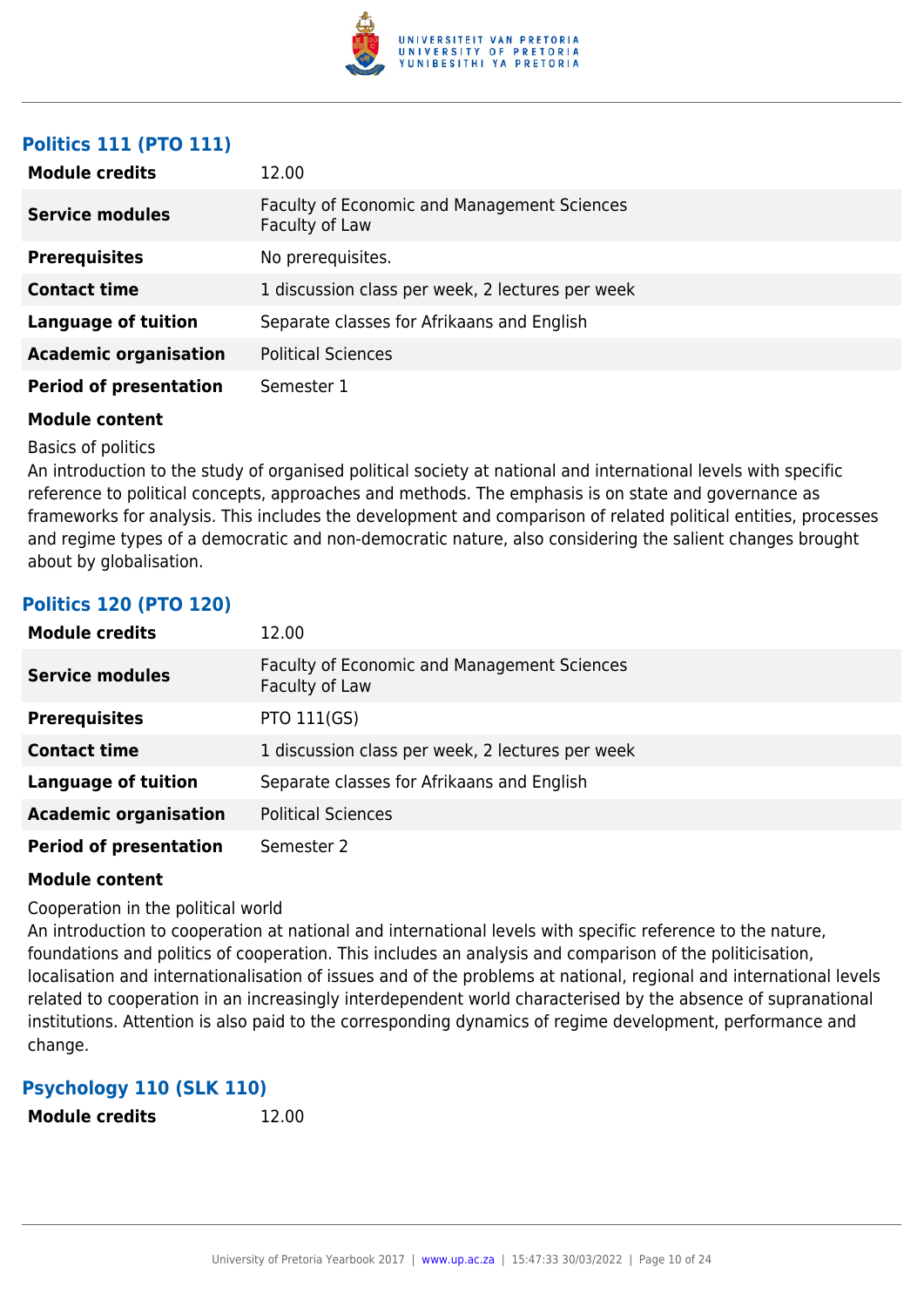### Politics 111 (PTO 111)

| | |
|---|---|
| **Module credits** | 12.00 |
| **Service modules** | Faculty of Economic and Management Sciences<br>Faculty of Law |
| **Prerequisites** | No prerequisites. |
| **Contact time** | 1 discussion class per week, 2 lectures per week |
| **Language of tuition** | Separate classes for Afrikaans and English |
| **Academic organisation** | Political Sciences |
| **Period of presentation** | Semester 1 |

**Module content**

Basics of politics

An introduction to the study of organised political society at national and international levels with specific reference to political concepts, approaches and methods. The emphasis is on state and governance as frameworks for analysis. This includes the development and comparison of related political entities, processes and regime types of a democratic and non-democratic nature, also considering the salient changes brought about by globalisation.

### Politics 120 (PTO 120)

| | |
|---|---|
| **Module credits** | 12.00 |
| **Service modules** | Faculty of Economic and Management Sciences<br>Faculty of Law |
| **Prerequisites** | PTO 111(GS) |
| **Contact time** | 1 discussion class per week, 2 lectures per week |
| **Language of tuition** | Separate classes for Afrikaans and English |
| **Academic organisation** | Political Sciences |
| **Period of presentation** | Semester 2 |

**Module content**

Cooperation in the political world

An introduction to cooperation at national and international levels with specific reference to the nature, foundations and politics of cooperation. This includes an analysis and comparison of the politicisation, localisation and internationalisation of issues and of the problems at national, regional and international levels related to cooperation in an increasingly interdependent world characterised by the absence of supranational institutions. Attention is also paid to the corresponding dynamics of regime development, performance and change.

### Psychology 110 (SLK 110)

| | |
|---|---|
| **Module credits** | 12.00 |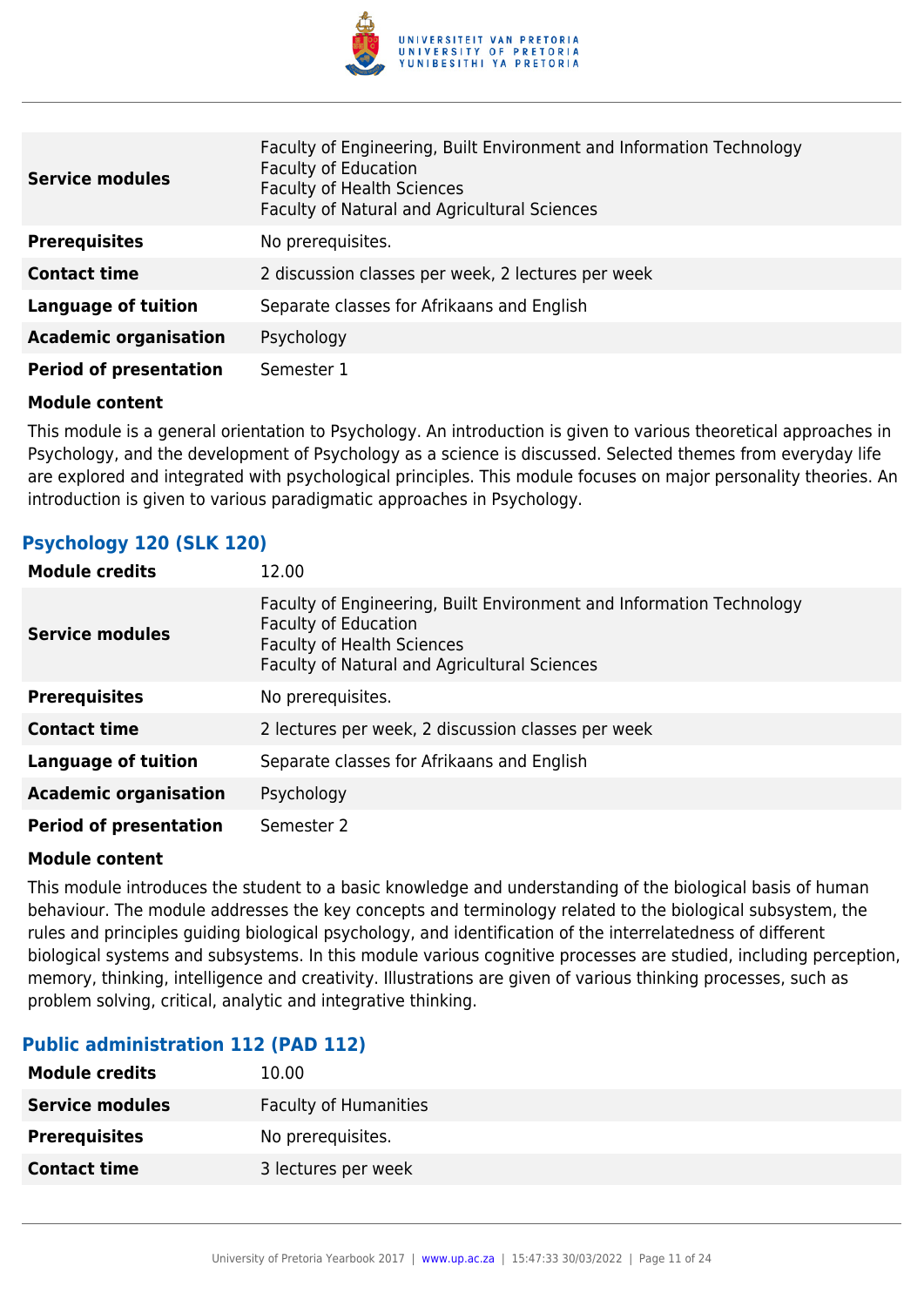| | |
|---|---|
| **Service modules** | Faculty of Engineering, Built Environment and Information Technology<br>Faculty of Education<br>Faculty of Health Sciences<br>Faculty of Natural and Agricultural Sciences |
| **Prerequisites** | No prerequisites. |
| **Contact time** | 2 discussion classes per week, 2 lectures per week |
| **Language of tuition** | Separate classes for Afrikaans and English |
| **Academic organisation** | Psychology |
| **Period of presentation** | Semester 1 |

**Module content**

This module is a general orientation to Psychology. An introduction is given to various theoretical approaches in Psychology, and the development of Psychology as a science is discussed. Selected themes from everyday life are explored and integrated with psychological principles. This module focuses on major personality theories. An introduction is given to various paradigmatic approaches in Psychology.

### Psychology 120 (SLK 120)

| | |
|---|---|
| **Module credits** | 12.00 |
| **Service modules** | Faculty of Engineering, Built Environment and Information Technology<br>Faculty of Education<br>Faculty of Health Sciences<br>Faculty of Natural and Agricultural Sciences |
| **Prerequisites** | No prerequisites. |
| **Contact time** | 2 lectures per week, 2 discussion classes per week |
| **Language of tuition** | Separate classes for Afrikaans and English |
| **Academic organisation** | Psychology |
| **Period of presentation** | Semester 2 |

**Module content**

This module introduces the student to a basic knowledge and understanding of the biological basis of human behaviour. The module addresses the key concepts and terminology related to the biological subsystem, the rules and principles guiding biological psychology, and identification of the interrelatedness of different biological systems and subsystems. In this module various cognitive processes are studied, including perception, memory, thinking, intelligence and creativity. Illustrations are given of various thinking processes, such as problem solving, critical, analytic and integrative thinking.

### Public administration 112 (PAD 112)

| | |
|---|---|
| **Module credits** | 10.00 |
| **Service modules** | Faculty of Humanities |
| **Prerequisites** | No prerequisites. |
| **Contact time** | 3 lectures per week |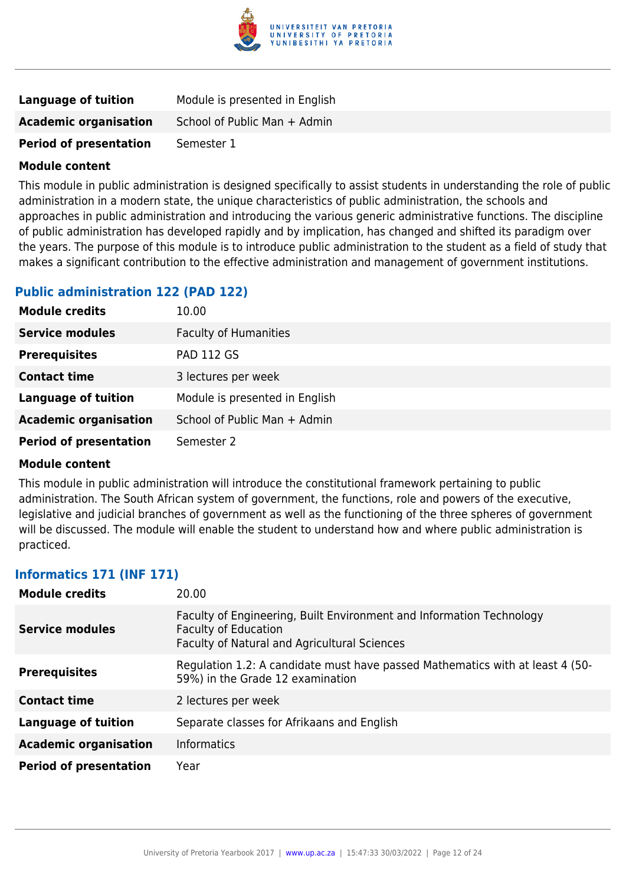| | |
|---|---|
| **Language of tuition** | Module is presented in English |
| **Academic organisation** | School of Public Man + Admin |
| **Period of presentation** | Semester 1 |

**Module content**

This module in public administration is designed specifically to assist students in understanding the role of public administration in a modern state, the unique characteristics of public administration, the schools and approaches in public administration and introducing the various generic administrative functions. The discipline of public administration has developed rapidly and by implication, has changed and shifted its paradigm over the years. The purpose of this module is to introduce public administration to the student as a field of study that makes a significant contribution to the effective administration and management of government institutions.

### Public administration 122 (PAD 122)

| | |
|---|---|
| **Module credits** | 10.00 |
| **Service modules** | Faculty of Humanities |
| **Prerequisites** | PAD 112 GS |
| **Contact time** | 3 lectures per week |
| **Language of tuition** | Module is presented in English |
| **Academic organisation** | School of Public Man + Admin |
| **Period of presentation** | Semester 2 |

**Module content**

This module in public administration will introduce the constitutional framework pertaining to public administration. The South African system of government, the functions, role and powers of the executive, legislative and judicial branches of government as well as the functioning of the three spheres of government will be discussed. The module will enable the student to understand how and where public administration is practiced.

### Informatics 171 (INF 171)

| | |
|---|---|
| **Module credits** | 20.00 |
| **Service modules** | Faculty of Engineering, Built Environment and Information Technology<br>Faculty of Education<br>Faculty of Natural and Agricultural Sciences |
| **Prerequisites** | Regulation 1.2: A candidate must have passed Mathematics with at least 4 (50-59%) in the Grade 12 examination |
| **Contact time** | 2 lectures per week |
| **Language of tuition** | Separate classes for Afrikaans and English |
| **Academic organisation** | Informatics |
| **Period of presentation** | Year |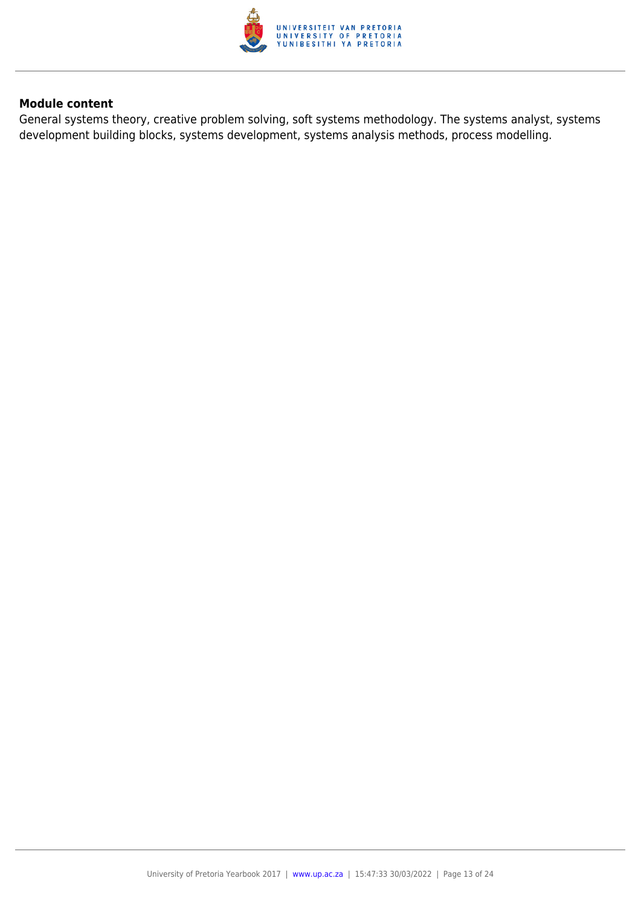**Module content**

General systems theory, creative problem solving, soft systems methodology. The systems analyst, systems development building blocks, systems development, systems analysis methods, process modelling.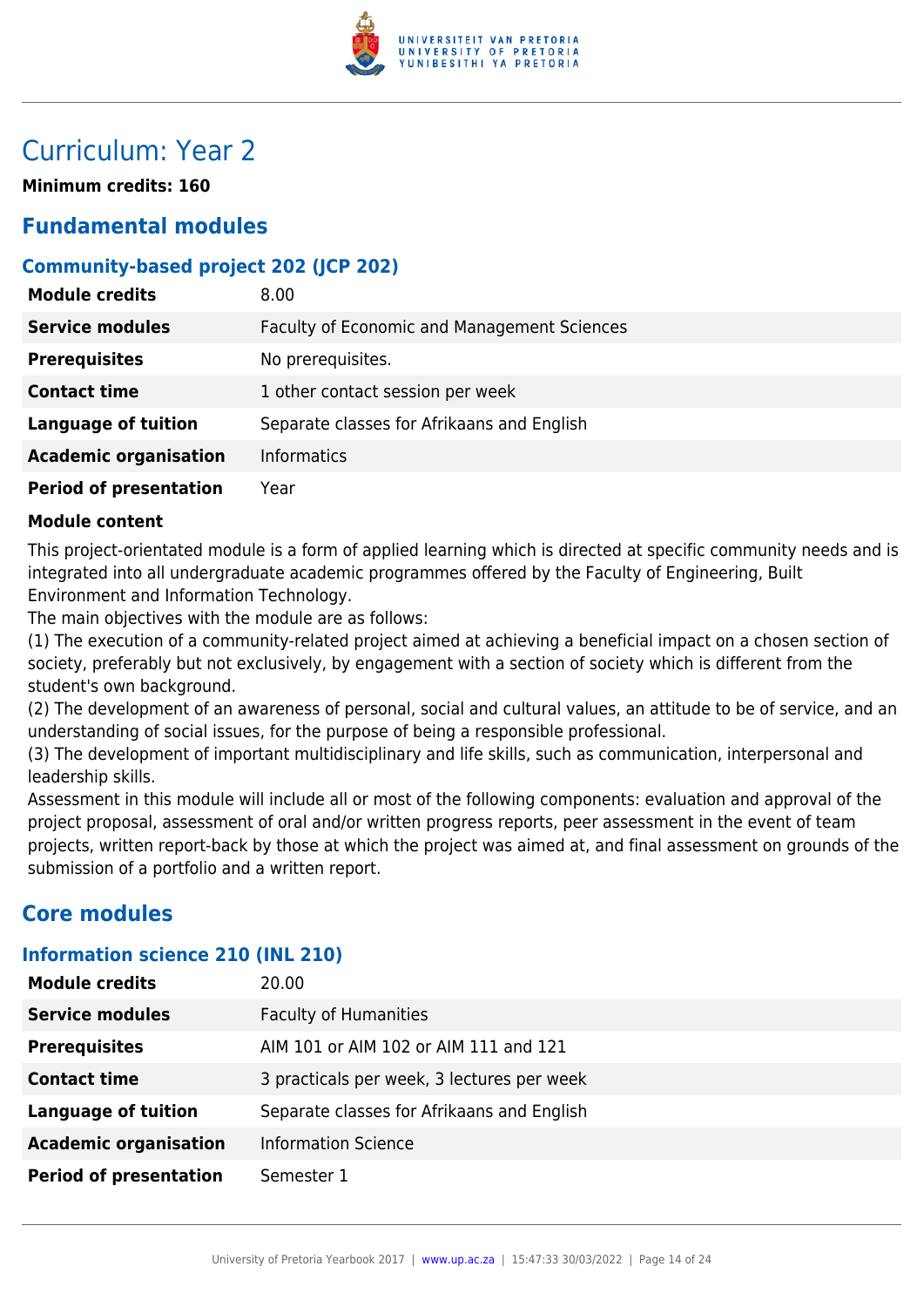# Curriculum: Year 2

**Minimum credits: 160**

## Fundamental modules

### Community-based project 202 (JCP 202)

| | |
|---|---|
| **Module credits** | 8.00 |
| **Service modules** | Faculty of Economic and Management Sciences |
| **Prerequisites** | No prerequisites. |
| **Contact time** | 1 other contact session per week |
| **Language of tuition** | Separate classes for Afrikaans and English |
| **Academic organisation** | Informatics |
| **Period of presentation** | Year |

**Module content**

This project-orientated module is a form of applied learning which is directed at specific community needs and is integrated into all undergraduate academic programmes offered by the Faculty of Engineering, Built Environment and Information Technology.
The main objectives with the module are as follows:
(1) The execution of a community-related project aimed at achieving a beneficial impact on a chosen section of society, preferably but not exclusively, by engagement with a section of society which is different from the student's own background.
(2) The development of an awareness of personal, social and cultural values, an attitude to be of service, and an understanding of social issues, for the purpose of being a responsible professional.
(3) The development of important multidisciplinary and life skills, such as communication, interpersonal and leadership skills.
Assessment in this module will include all or most of the following components: evaluation and approval of the project proposal, assessment of oral and/or written progress reports, peer assessment in the event of team projects, written report-back by those at which the project was aimed at, and final assessment on grounds of the submission of a portfolio and a written report.

## Core modules

### Information science 210 (INL 210)

| | |
|---|---|
| **Module credits** | 20.00 |
| **Service modules** | Faculty of Humanities |
| **Prerequisites** | AIM 101 or AIM 102 or AIM 111 and 121 |
| **Contact time** | 3 practicals per week, 3 lectures per week |
| **Language of tuition** | Separate classes for Afrikaans and English |
| **Academic organisation** | Information Science |
| **Period of presentation** | Semester 1 |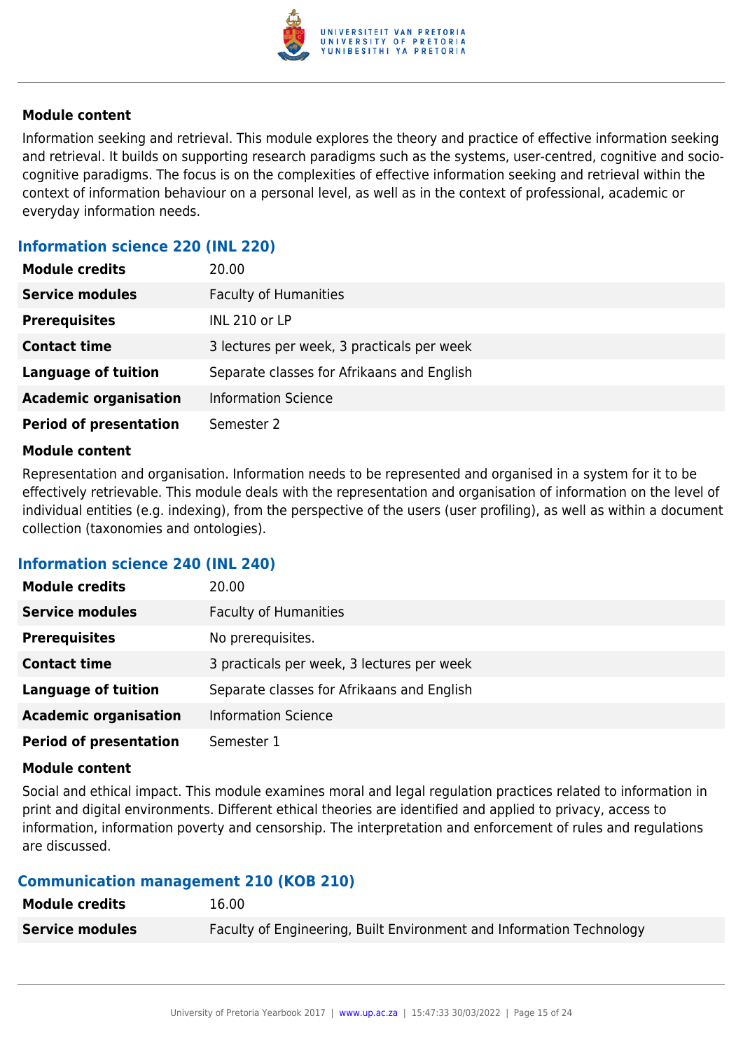#### Module content

Information seeking and retrieval. This module explores the theory and practice of effective information seeking and retrieval. It builds on supporting research paradigms such as the systems, user-centred, cognitive and socio-cognitive paradigms. The focus is on the complexities of effective information seeking and retrieval within the context of information behaviour on a personal level, as well as in the context of professional, academic or everyday information needs.

### Information science 220 (INL 220)

| | |
|---|---|
| **Module credits** | 20.00 |
| **Service modules** | Faculty of Humanities |
| **Prerequisites** | INL 210 or LP |
| **Contact time** | 3 lectures per week, 3 practicals per week |
| **Language of tuition** | Separate classes for Afrikaans and English |
| **Academic organisation** | Information Science |
| **Period of presentation** | Semester 2 |

#### Module content

Representation and organisation. Information needs to be represented and organised in a system for it to be effectively retrievable. This module deals with the representation and organisation of information on the level of individual entities (e.g. indexing), from the perspective of the users (user profiling), as well as within a document collection (taxonomies and ontologies).

### Information science 240 (INL 240)

| | |
|---|---|
| **Module credits** | 20.00 |
| **Service modules** | Faculty of Humanities |
| **Prerequisites** | No prerequisites. |
| **Contact time** | 3 practicals per week, 3 lectures per week |
| **Language of tuition** | Separate classes for Afrikaans and English |
| **Academic organisation** | Information Science |
| **Period of presentation** | Semester 1 |

#### Module content

Social and ethical impact. This module examines moral and legal regulation practices related to information in print and digital environments. Different ethical theories are identified and applied to privacy, access to information, information poverty and censorship. The interpretation and enforcement of rules and regulations are discussed.

### Communication management 210 (KOB 210)

| | |
|---|---|
| **Module credits** | 16.00 |
| **Service modules** | Faculty of Engineering, Built Environment and Information Technology |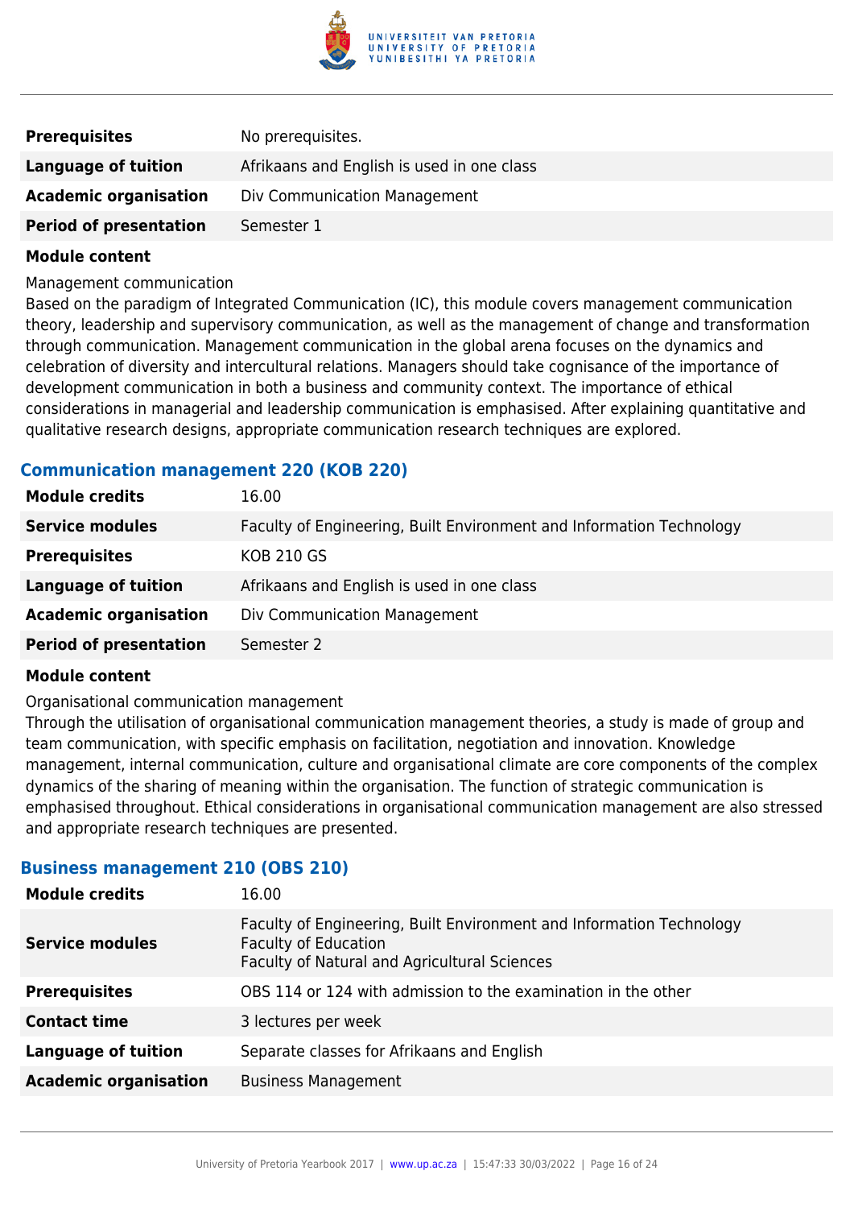| | |
|---|---|
| **Prerequisites** | No prerequisites. |
| **Language of tuition** | Afrikaans and English is used in one class |
| **Academic organisation** | Div Communication Management |
| **Period of presentation** | Semester 1 |

**Module content**

Management communication

Based on the paradigm of Integrated Communication (IC), this module covers management communication theory, leadership and supervisory communication, as well as the management of change and transformation through communication. Management communication in the global arena focuses on the dynamics and celebration of diversity and intercultural relations. Managers should take cognisance of the importance of development communication in both a business and community context. The importance of ethical considerations in managerial and leadership communication is emphasised. After explaining quantitative and qualitative research designs, appropriate communication research techniques are explored.

### Communication management 220 (KOB 220)

| | |
|---|---|
| **Module credits** | 16.00 |
| **Service modules** | Faculty of Engineering, Built Environment and Information Technology |
| **Prerequisites** | KOB 210 GS |
| **Language of tuition** | Afrikaans and English is used in one class |
| **Academic organisation** | Div Communication Management |
| **Period of presentation** | Semester 2 |

**Module content**

Organisational communication management

Through the utilisation of organisational communication management theories, a study is made of group and team communication, with specific emphasis on facilitation, negotiation and innovation. Knowledge management, internal communication, culture and organisational climate are core components of the complex dynamics of the sharing of meaning within the organisation. The function of strategic communication is emphasised throughout. Ethical considerations in organisational communication management are also stressed and appropriate research techniques are presented.

### Business management 210 (OBS 210)

| | |
|---|---|
| **Module credits** | 16.00 |
| **Service modules** | Faculty of Engineering, Built Environment and Information Technology<br>Faculty of Education<br>Faculty of Natural and Agricultural Sciences |
| **Prerequisites** | OBS 114 or 124 with admission to the examination in the other |
| **Contact time** | 3 lectures per week |
| **Language of tuition** | Separate classes for Afrikaans and English |
| **Academic organisation** | Business Management |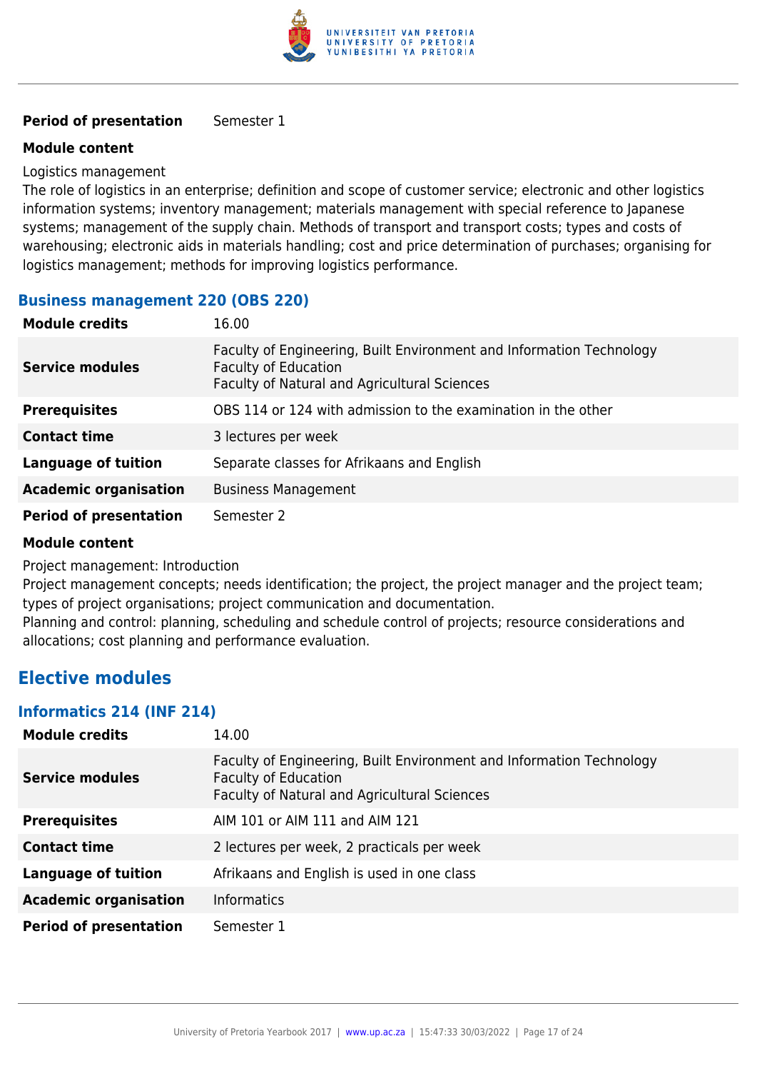| | |
|---|---|
| **Period of presentation** | Semester 1 |

**Module content**

Logistics management
The role of logistics in an enterprise; definition and scope of customer service; electronic and other logistics information systems; inventory management; materials management with special reference to Japanese systems; management of the supply chain. Methods of transport and transport costs; types and costs of warehousing; electronic aids in materials handling; cost and price determination of purchases; organising for logistics management; methods for improving logistics performance.

### Business management 220 (OBS 220)

| | |
|---|---|
| **Module credits** | 16.00 |
| **Service modules** | Faculty of Engineering, Built Environment and Information Technology<br>Faculty of Education<br>Faculty of Natural and Agricultural Sciences |
| **Prerequisites** | OBS 114 or 124 with admission to the examination in the other |
| **Contact time** | 3 lectures per week |
| **Language of tuition** | Separate classes for Afrikaans and English |
| **Academic organisation** | Business Management |
| **Period of presentation** | Semester 2 |

**Module content**

Project management: Introduction
Project management concepts; needs identification; the project, the project manager and the project team; types of project organisations; project communication and documentation.
Planning and control: planning, scheduling and schedule control of projects; resource considerations and allocations; cost planning and performance evaluation.

## Elective modules

### Informatics 214 (INF 214)

| | |
|---|---|
| **Module credits** | 14.00 |
| **Service modules** | Faculty of Engineering, Built Environment and Information Technology<br>Faculty of Education<br>Faculty of Natural and Agricultural Sciences |
| **Prerequisites** | AIM 101 or AIM 111 and AIM 121 |
| **Contact time** | 2 lectures per week, 2 practicals per week |
| **Language of tuition** | Afrikaans and English is used in one class |
| **Academic organisation** | Informatics |
| **Period of presentation** | Semester 1 |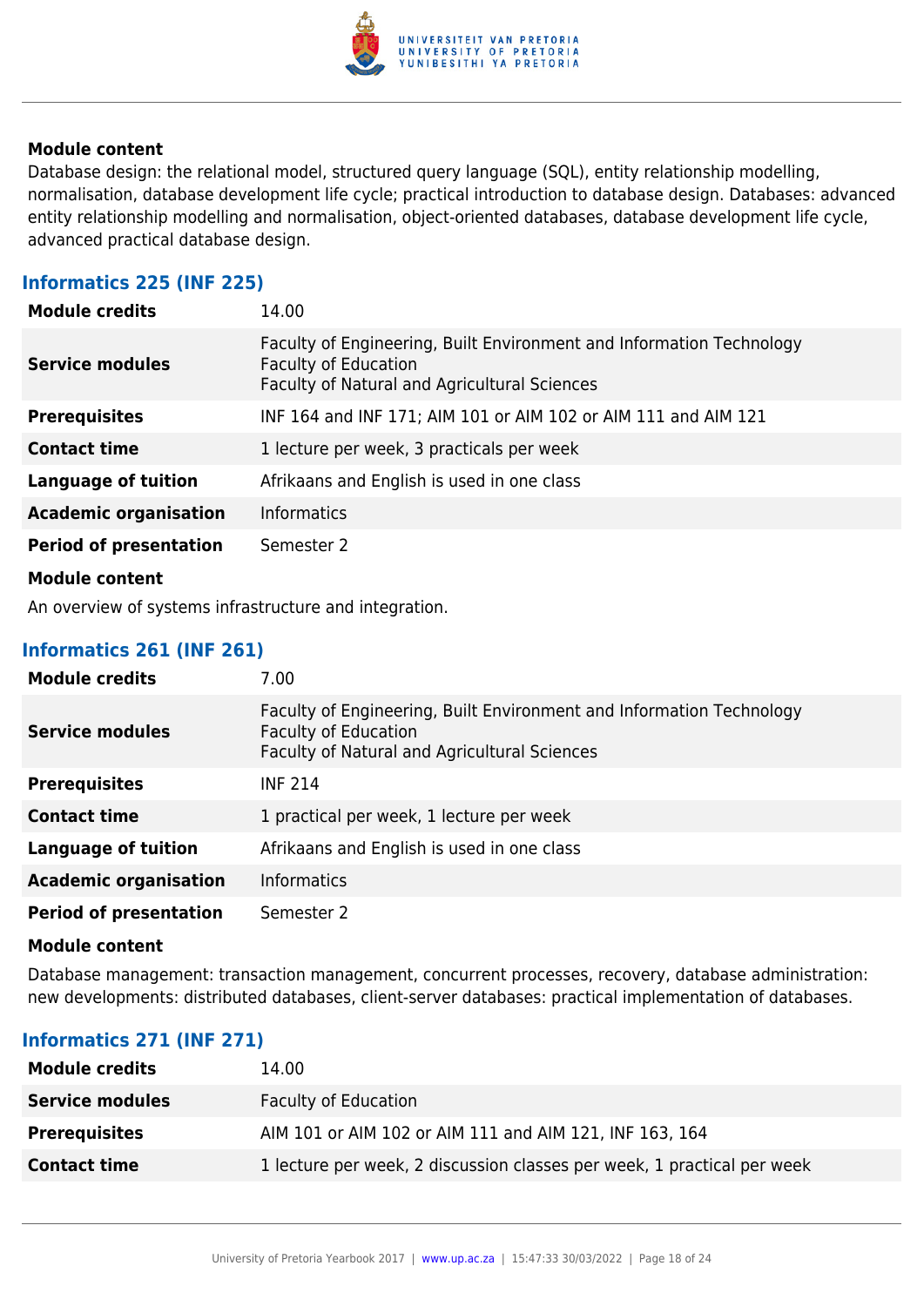**Module content**

Database design: the relational model, structured query language (SQL), entity relationship modelling, normalisation, database development life cycle; practical introduction to database design. Databases: advanced entity relationship modelling and normalisation, object-oriented databases, database development life cycle, advanced practical database design.

### Informatics 225 (INF 225)

| | |
|---|---|
| **Module credits** | 14.00 |
| **Service modules** | Faculty of Engineering, Built Environment and Information Technology<br>Faculty of Education<br>Faculty of Natural and Agricultural Sciences |
| **Prerequisites** | INF 164 and INF 171; AIM 101 or AIM 102 or AIM 111 and AIM 121 |
| **Contact time** | 1 lecture per week, 3 practicals per week |
| **Language of tuition** | Afrikaans and English is used in one class |
| **Academic organisation** | Informatics |
| **Period of presentation** | Semester 2 |

**Module content**

An overview of systems infrastructure and integration.

### Informatics 261 (INF 261)

| | |
|---|---|
| **Module credits** | 7.00 |
| **Service modules** | Faculty of Engineering, Built Environment and Information Technology<br>Faculty of Education<br>Faculty of Natural and Agricultural Sciences |
| **Prerequisites** | INF 214 |
| **Contact time** | 1 practical per week, 1 lecture per week |
| **Language of tuition** | Afrikaans and English is used in one class |
| **Academic organisation** | Informatics |
| **Period of presentation** | Semester 2 |

**Module content**

Database management: transaction management, concurrent processes, recovery, database administration: new developments: distributed databases, client-server databases: practical implementation of databases.

### Informatics 271 (INF 271)

| | |
|---|---|
| **Module credits** | 14.00 |
| **Service modules** | Faculty of Education |
| **Prerequisites** | AIM 101 or AIM 102 or AIM 111 and AIM 121, INF 163, 164 |
| **Contact time** | 1 lecture per week, 2 discussion classes per week, 1 practical per week |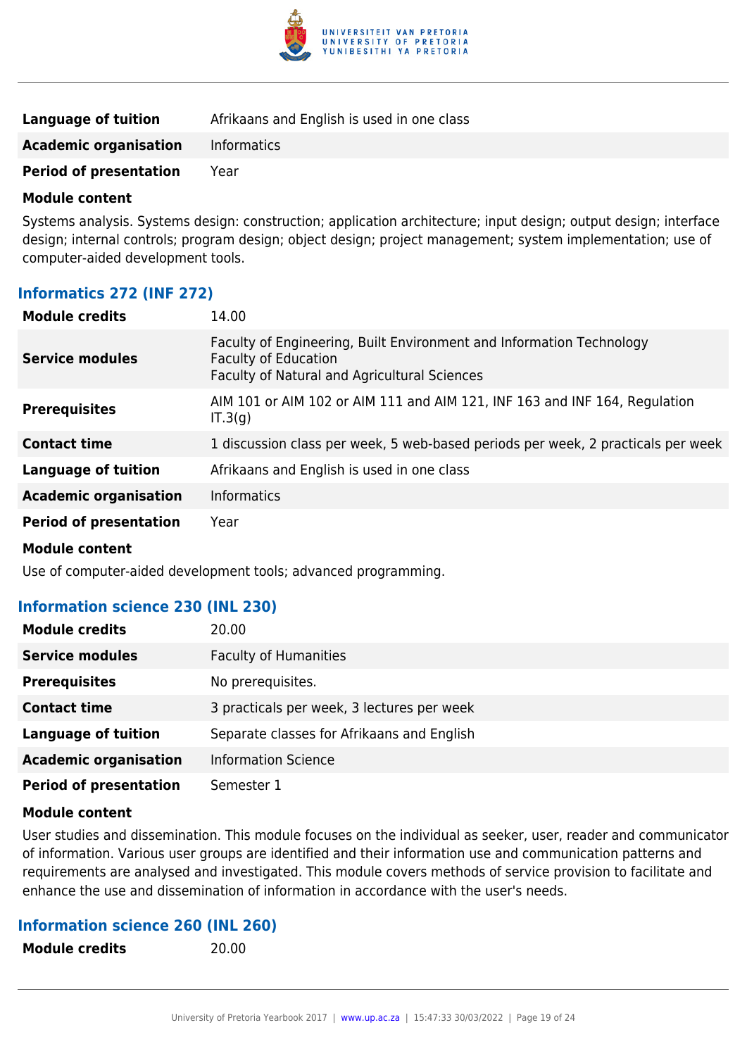| | |
|---|---|
| **Language of tuition** | Afrikaans and English is used in one class |
| **Academic organisation** | Informatics |
| **Period of presentation** | Year |

**Module content**

Systems analysis. Systems design: construction; application architecture; input design; output design; interface design; internal controls; program design; object design; project management; system implementation; use of computer-aided development tools.

### Informatics 272 (INF 272)

| | |
|---|---|
| **Module credits** | 14.00 |
| **Service modules** | Faculty of Engineering, Built Environment and Information Technology<br>Faculty of Education<br>Faculty of Natural and Agricultural Sciences |
| **Prerequisites** | AIM 101 or AIM 102 or AIM 111 and AIM 121, INF 163 and INF 164, Regulation IT.3(g) |
| **Contact time** | 1 discussion class per week, 5 web-based periods per week, 2 practicals per week |
| **Language of tuition** | Afrikaans and English is used in one class |
| **Academic organisation** | Informatics |
| **Period of presentation** | Year |

**Module content**

Use of computer-aided development tools; advanced programming.

### Information science 230 (INL 230)

| | |
|---|---|
| **Module credits** | 20.00 |
| **Service modules** | Faculty of Humanities |
| **Prerequisites** | No prerequisites. |
| **Contact time** | 3 practicals per week, 3 lectures per week |
| **Language of tuition** | Separate classes for Afrikaans and English |
| **Academic organisation** | Information Science |
| **Period of presentation** | Semester 1 |

**Module content**

User studies and dissemination. This module focuses on the individual as seeker, user, reader and communicator of information. Various user groups are identified and their information use and communication patterns and requirements are analysed and investigated. This module covers methods of service provision to facilitate and enhance the use and dissemination of information in accordance with the user's needs.

### Information science 260 (INL 260)

| | |
|---|---|
| **Module credits** | 20.00 |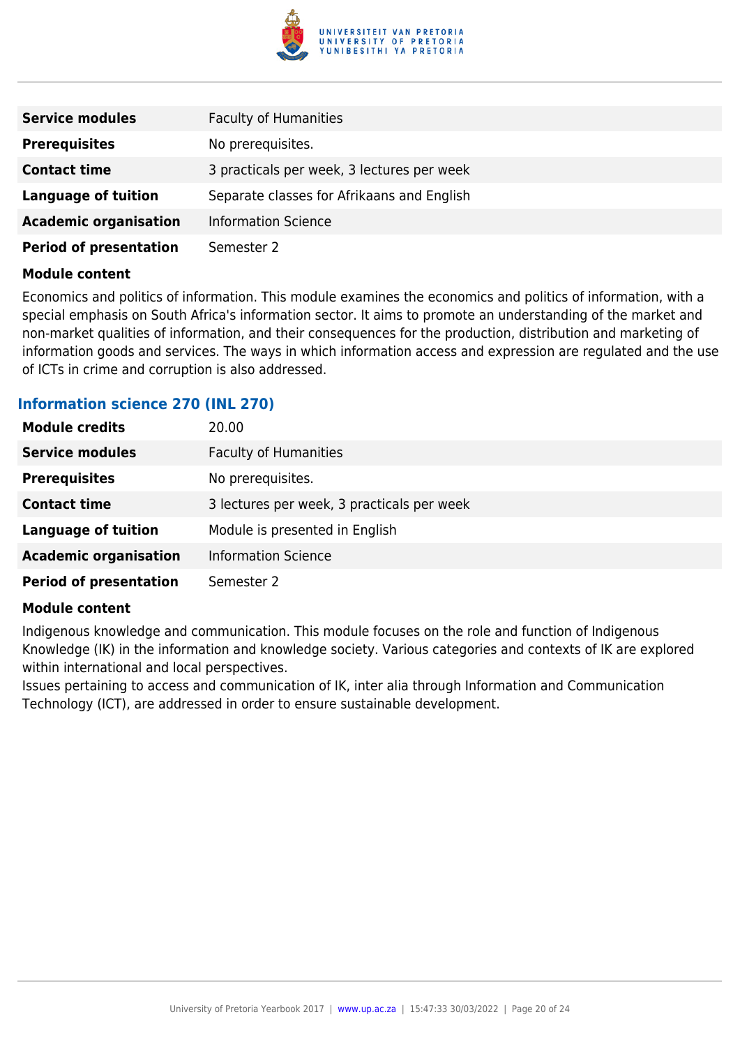| | |
|---|---|
| **Service modules** | Faculty of Humanities |
| **Prerequisites** | No prerequisites. |
| **Contact time** | 3 practicals per week, 3 lectures per week |
| **Language of tuition** | Separate classes for Afrikaans and English |
| **Academic organisation** | Information Science |
| **Period of presentation** | Semester 2 |

**Module content**

Economics and politics of information. This module examines the economics and politics of information, with a special emphasis on South Africa's information sector. It aims to promote an understanding of the market and non-market qualities of information, and their consequences for the production, distribution and marketing of information goods and services. The ways in which information access and expression are regulated and the use of ICTs in crime and corruption is also addressed.

### Information science 270 (INL 270)

| | |
|---|---|
| **Module credits** | 20.00 |
| **Service modules** | Faculty of Humanities |
| **Prerequisites** | No prerequisites. |
| **Contact time** | 3 lectures per week, 3 practicals per week |
| **Language of tuition** | Module is presented in English |
| **Academic organisation** | Information Science |
| **Period of presentation** | Semester 2 |

**Module content**

Indigenous knowledge and communication. This module focuses on the role and function of Indigenous Knowledge (IK) in the information and knowledge society. Various categories and contexts of IK are explored within international and local perspectives.
Issues pertaining to access and communication of IK, inter alia through Information and Communication Technology (ICT), are addressed in order to ensure sustainable development.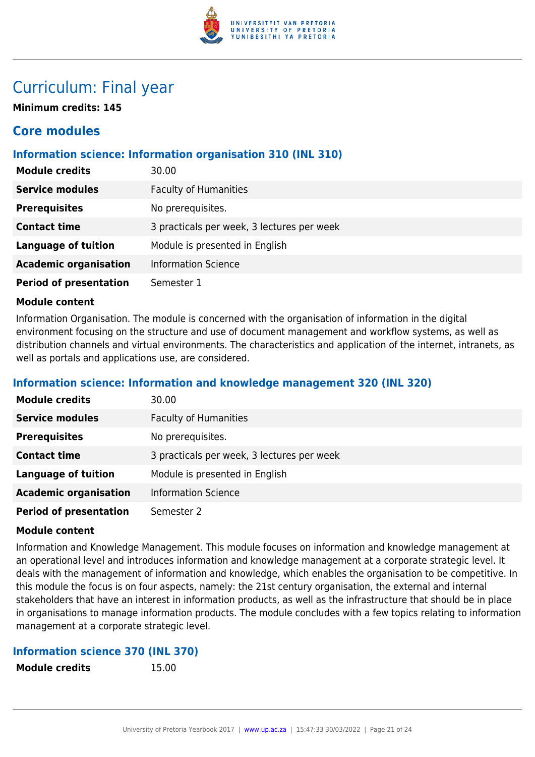# Curriculum: Final year

**Minimum credits: 145**

## Core modules

### Information science: Information organisation 310 (INL 310)

| | |
|---|---|
| **Module credits** | 30.00 |
| **Service modules** | Faculty of Humanities |
| **Prerequisites** | No prerequisites. |
| **Contact time** | 3 practicals per week, 3 lectures per week |
| **Language of tuition** | Module is presented in English |
| **Academic organisation** | Information Science |
| **Period of presentation** | Semester 1 |

**Module content**

Information Organisation. The module is concerned with the organisation of information in the digital environment focusing on the structure and use of document management and workflow systems, as well as distribution channels and virtual environments. The characteristics and application of the internet, intranets, as well as portals and applications use, are considered.

### Information science: Information and knowledge management 320 (INL 320)

| | |
|---|---|
| **Module credits** | 30.00 |
| **Service modules** | Faculty of Humanities |
| **Prerequisites** | No prerequisites. |
| **Contact time** | 3 practicals per week, 3 lectures per week |
| **Language of tuition** | Module is presented in English |
| **Academic organisation** | Information Science |
| **Period of presentation** | Semester 2 |

**Module content**

Information and Knowledge Management. This module focuses on information and knowledge management at an operational level and introduces information and knowledge management at a corporate strategic level. It deals with the management of information and knowledge, which enables the organisation to be competitive. In this module the focus is on four aspects, namely: the 21st century organisation, the external and internal stakeholders that have an interest in information products, as well as the infrastructure that should be in place in organisations to manage information products. The module concludes with a few topics relating to information management at a corporate strategic level.

### Information science 370 (INL 370)

| | |
|---|---|
| **Module credits** | 15.00 |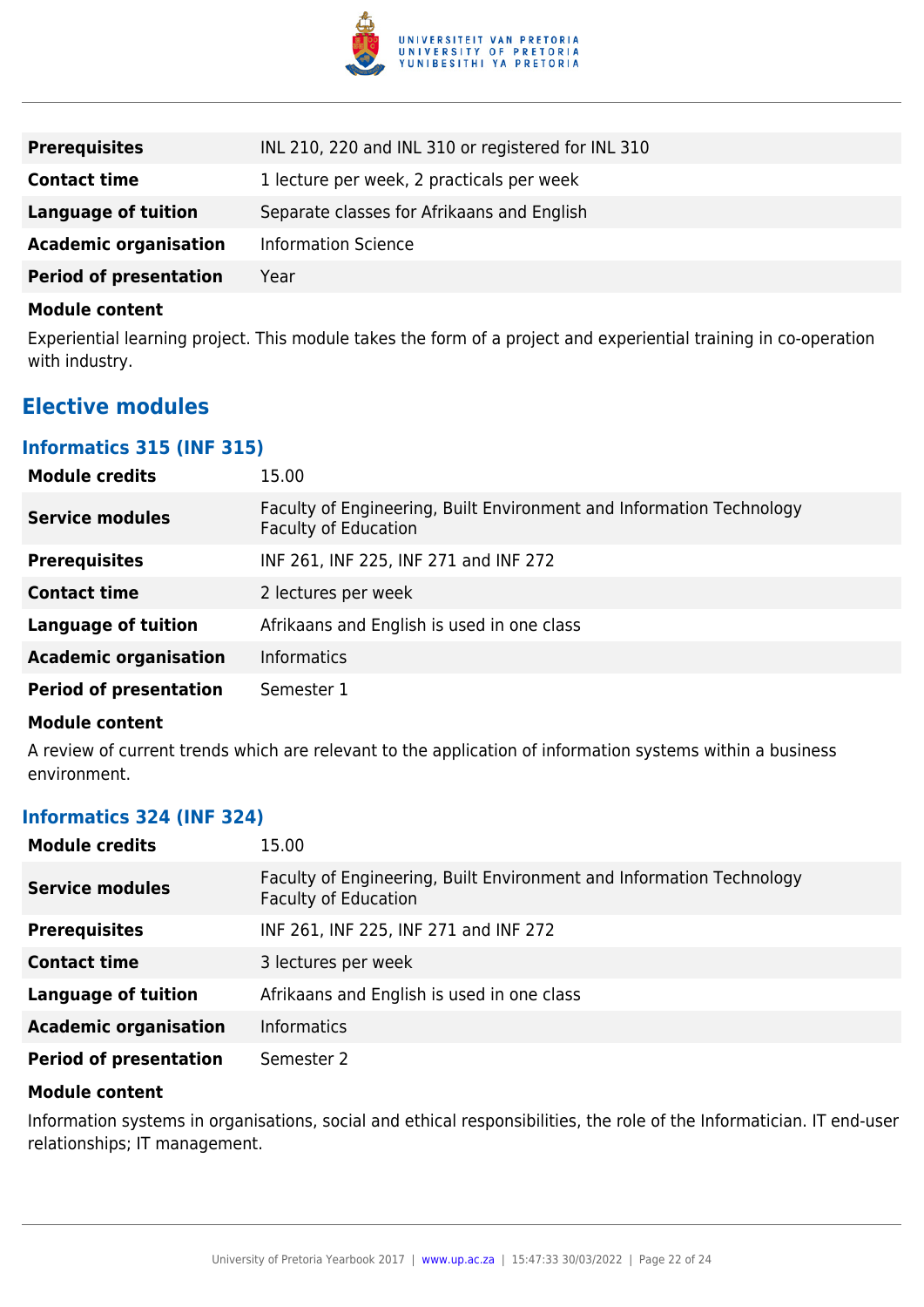| | |
|---|---|
| **Prerequisites** | INL 210, 220 and INL 310 or registered for INL 310 |
| **Contact time** | 1 lecture per week, 2 practicals per week |
| **Language of tuition** | Separate classes for Afrikaans and English |
| **Academic organisation** | Information Science |
| **Period of presentation** | Year |

**Module content**

Experiential learning project. This module takes the form of a project and experiential training in co-operation with industry.

## Elective modules

### Informatics 315 (INF 315)

| | |
|---|---|
| **Module credits** | 15.00 |
| **Service modules** | Faculty of Engineering, Built Environment and Information Technology<br>Faculty of Education |
| **Prerequisites** | INF 261, INF 225, INF 271 and INF 272 |
| **Contact time** | 2 lectures per week |
| **Language of tuition** | Afrikaans and English is used in one class |
| **Academic organisation** | Informatics |
| **Period of presentation** | Semester 1 |

**Module content**

A review of current trends which are relevant to the application of information systems within a business environment.

### Informatics 324 (INF 324)

| | |
|---|---|
| **Module credits** | 15.00 |
| **Service modules** | Faculty of Engineering, Built Environment and Information Technology<br>Faculty of Education |
| **Prerequisites** | INF 261, INF 225, INF 271 and INF 272 |
| **Contact time** | 3 lectures per week |
| **Language of tuition** | Afrikaans and English is used in one class |
| **Academic organisation** | Informatics |
| **Period of presentation** | Semester 2 |

**Module content**

Information systems in organisations, social and ethical responsibilities, the role of the Informatician. IT end-user relationships; IT management.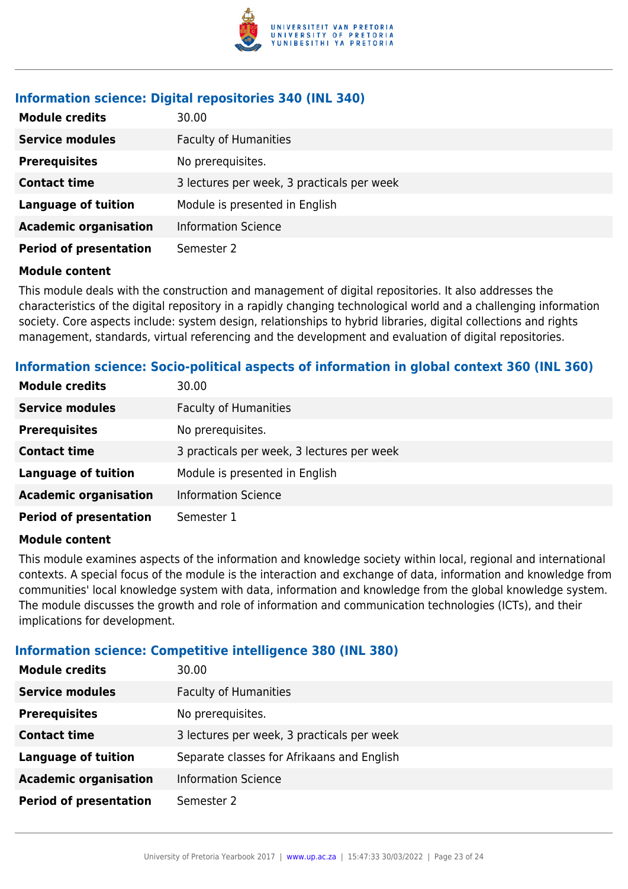### Information science: Digital repositories 340 (INL 340)

| | |
|---|---|
| **Module credits** | 30.00 |
| **Service modules** | Faculty of Humanities |
| **Prerequisites** | No prerequisites. |
| **Contact time** | 3 lectures per week, 3 practicals per week |
| **Language of tuition** | Module is presented in English |
| **Academic organisation** | Information Science |
| **Period of presentation** | Semester 2 |

**Module content**

This module deals with the construction and management of digital repositories. It also addresses the characteristics of the digital repository in a rapidly changing technological world and a challenging information society. Core aspects include: system design, relationships to hybrid libraries, digital collections and rights management, standards, virtual referencing and the development and evaluation of digital repositories.

### Information science: Socio-political aspects of information in global context 360 (INL 360)

| | |
|---|---|
| **Module credits** | 30.00 |
| **Service modules** | Faculty of Humanities |
| **Prerequisites** | No prerequisites. |
| **Contact time** | 3 practicals per week, 3 lectures per week |
| **Language of tuition** | Module is presented in English |
| **Academic organisation** | Information Science |
| **Period of presentation** | Semester 1 |

**Module content**

This module examines aspects of the information and knowledge society within local, regional and international contexts. A special focus of the module is the interaction and exchange of data, information and knowledge from communities' local knowledge system with data, information and knowledge from the global knowledge system. The module discusses the growth and role of information and communication technologies (ICTs), and their implications for development.

### Information science: Competitive intelligence 380 (INL 380)

| | |
|---|---|
| **Module credits** | 30.00 |
| **Service modules** | Faculty of Humanities |
| **Prerequisites** | No prerequisites. |
| **Contact time** | 3 lectures per week, 3 practicals per week |
| **Language of tuition** | Separate classes for Afrikaans and English |
| **Academic organisation** | Information Science |
| **Period of presentation** | Semester 2 |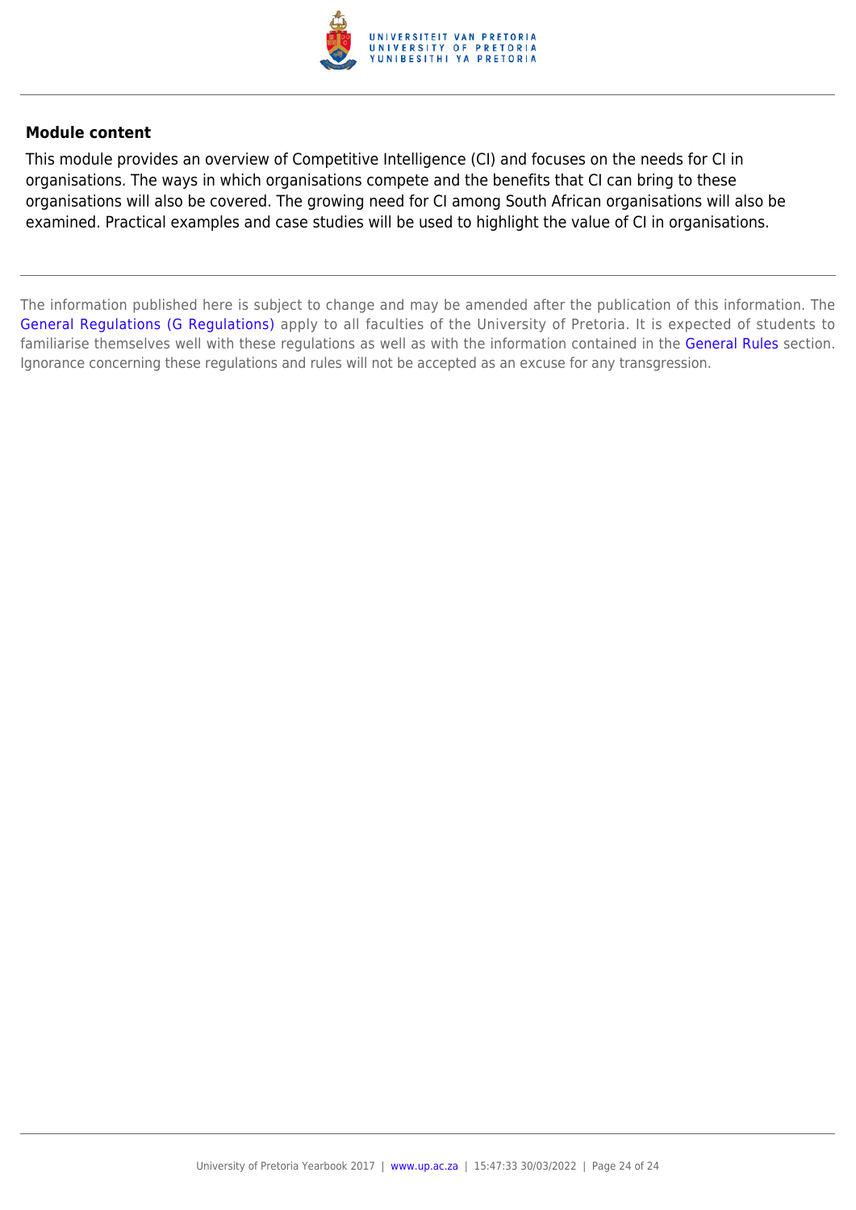**Module content**

This module provides an overview of Competitive Intelligence (CI) and focuses on the needs for CI in organisations. The ways in which organisations compete and the benefits that CI can bring to these organisations will also be covered. The growing need for CI among South African organisations will also be examined. Practical examples and case studies will be used to highlight the value of CI in organisations.

---

The information published here is subject to change and may be amended after the publication of this information. The General Regulations (G Regulations) apply to all faculties of the University of Pretoria. It is expected of students to familiarise themselves well with these regulations as well as with the information contained in the General Rules section. Ignorance concerning these regulations and rules will not be accepted as an excuse for any transgression.